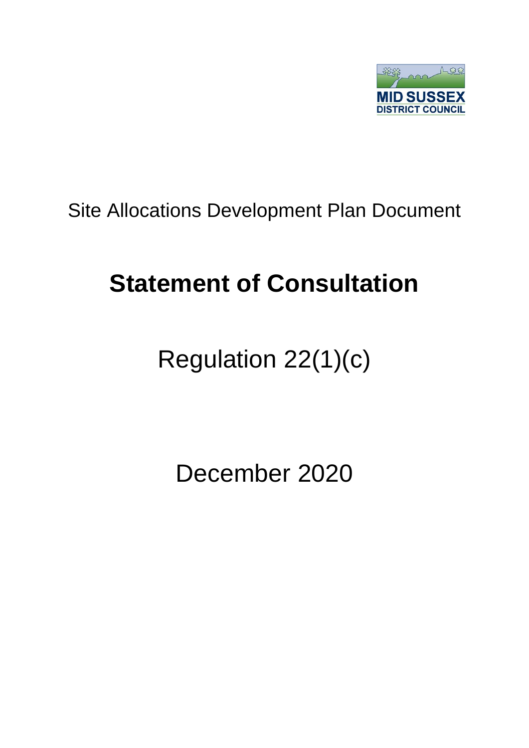MID SUSSEX
DISTRICT COUNCIL

Site Allocations Development Plan Document

# Statement of Consultation

Regulation 22(1)(c)

December 2020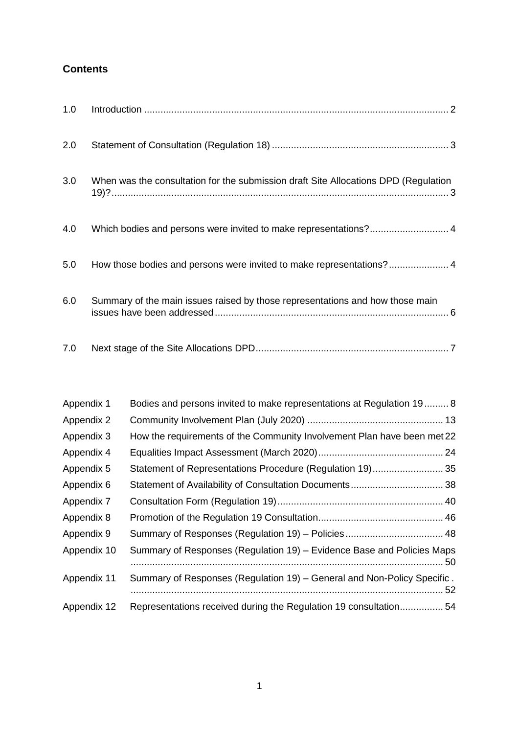## Contents

| | | |
|---|---|---|
| 1.0 | Introduction | 2 |
| 2.0 | Statement of Consultation (Regulation 18) | 3 |
| 3.0 | When was the consultation for the submission draft Site Allocations DPD (Regulation 19)? | 3 |
| 4.0 | Which bodies and persons were invited to make representations? | 4 |
| 5.0 | How those bodies and persons were invited to make representations? | 4 |
| 6.0 | Summary of the main issues raised by those representations and how those main issues have been addressed | 6 |
| 7.0 | Next stage of the Site Allocations DPD | 7 |

| | | |
|---|---|---|
| Appendix 1 | Bodies and persons invited to make representations at Regulation 19 | 8 |
| Appendix 2 | Community Involvement Plan (July 2020) | 13 |
| Appendix 3 | How the requirements of the Community Involvement Plan have been met | 22 |
| Appendix 4 | Equalities Impact Assessment (March 2020) | 24 |
| Appendix 5 | Statement of Representations Procedure (Regulation 19) | 35 |
| Appendix 6 | Statement of Availability of Consultation Documents | 38 |
| Appendix 7 | Consultation Form (Regulation 19) | 40 |
| Appendix 8 | Promotion of the Regulation 19 Consultation | 46 |
| Appendix 9 | Summary of Responses (Regulation 19) – Policies | 48 |
| Appendix 10 | Summary of Responses (Regulation 19) – Evidence Base and Policies Maps | 50 |
| Appendix 11 | Summary of Responses (Regulation 19) – General and Non-Policy Specific | 52 |
| Appendix 12 | Representations received during the Regulation 19 consultation | 54 |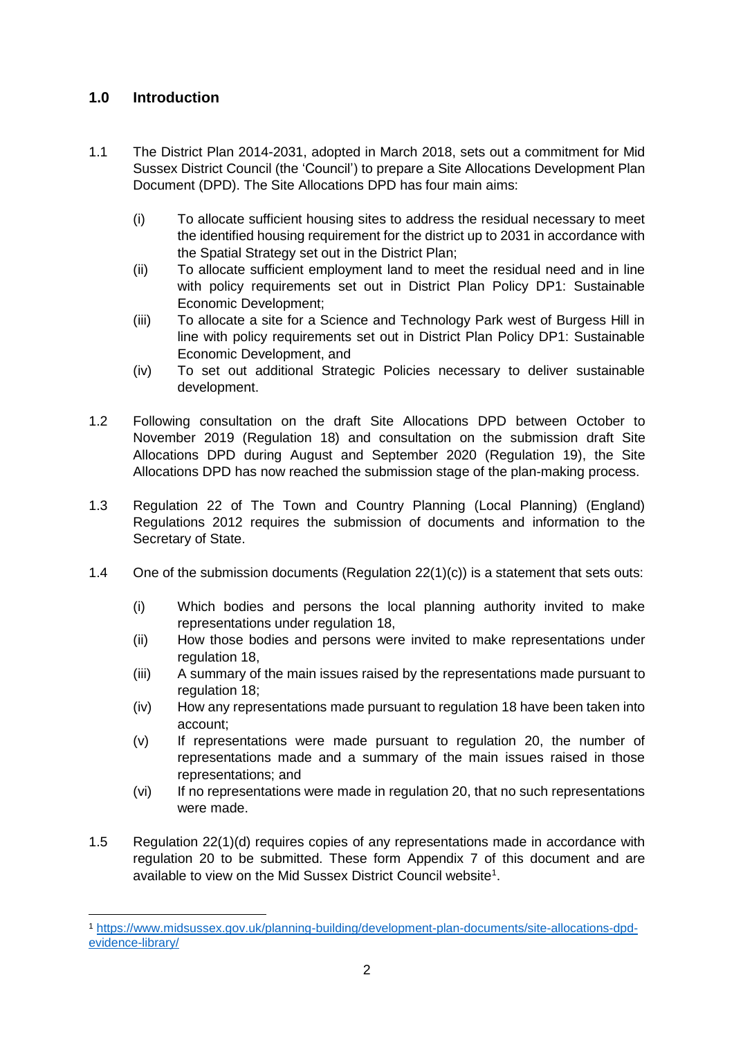## 1.0 Introduction

1.1 The District Plan 2014-2031, adopted in March 2018, sets out a commitment for Mid Sussex District Council (the 'Council') to prepare a Site Allocations Development Plan Document (DPD). The Site Allocations DPD has four main aims:

- (i) To allocate sufficient housing sites to address the residual necessary to meet the identified housing requirement for the district up to 2031 in accordance with the Spatial Strategy set out in the District Plan;
- (ii) To allocate sufficient employment land to meet the residual need and in line with policy requirements set out in District Plan Policy DP1: Sustainable Economic Development;
- (iii) To allocate a site for a Science and Technology Park west of Burgess Hill in line with policy requirements set out in District Plan Policy DP1: Sustainable Economic Development, and
- (iv) To set out additional Strategic Policies necessary to deliver sustainable development.

1.2 Following consultation on the draft Site Allocations DPD between October to November 2019 (Regulation 18) and consultation on the submission draft Site Allocations DPD during August and September 2020 (Regulation 19), the Site Allocations DPD has now reached the submission stage of the plan-making process.

1.3 Regulation 22 of The Town and Country Planning (Local Planning) (England) Regulations 2012 requires the submission of documents and information to the Secretary of State.

1.4 One of the submission documents (Regulation 22(1)(c)) is a statement that sets outs:

- (i) Which bodies and persons the local planning authority invited to make representations under regulation 18,
- (ii) How those bodies and persons were invited to make representations under regulation 18,
- (iii) A summary of the main issues raised by the representations made pursuant to regulation 18;
- (iv) How any representations made pursuant to regulation 18 have been taken into account;
- (v) If representations were made pursuant to regulation 20, the number of representations made and a summary of the main issues raised in those representations; and
- (vi) If no representations were made in regulation 20, that no such representations were made.

1.5 Regulation 22(1)(d) requires copies of any representations made in accordance with regulation 20 to be submitted. These form Appendix 7 of this document and are available to view on the Mid Sussex District Council website[1].

[1] https://www.midsussex.gov.uk/planning-building/development-plan-documents/site-allocations-dpd-evidence-library/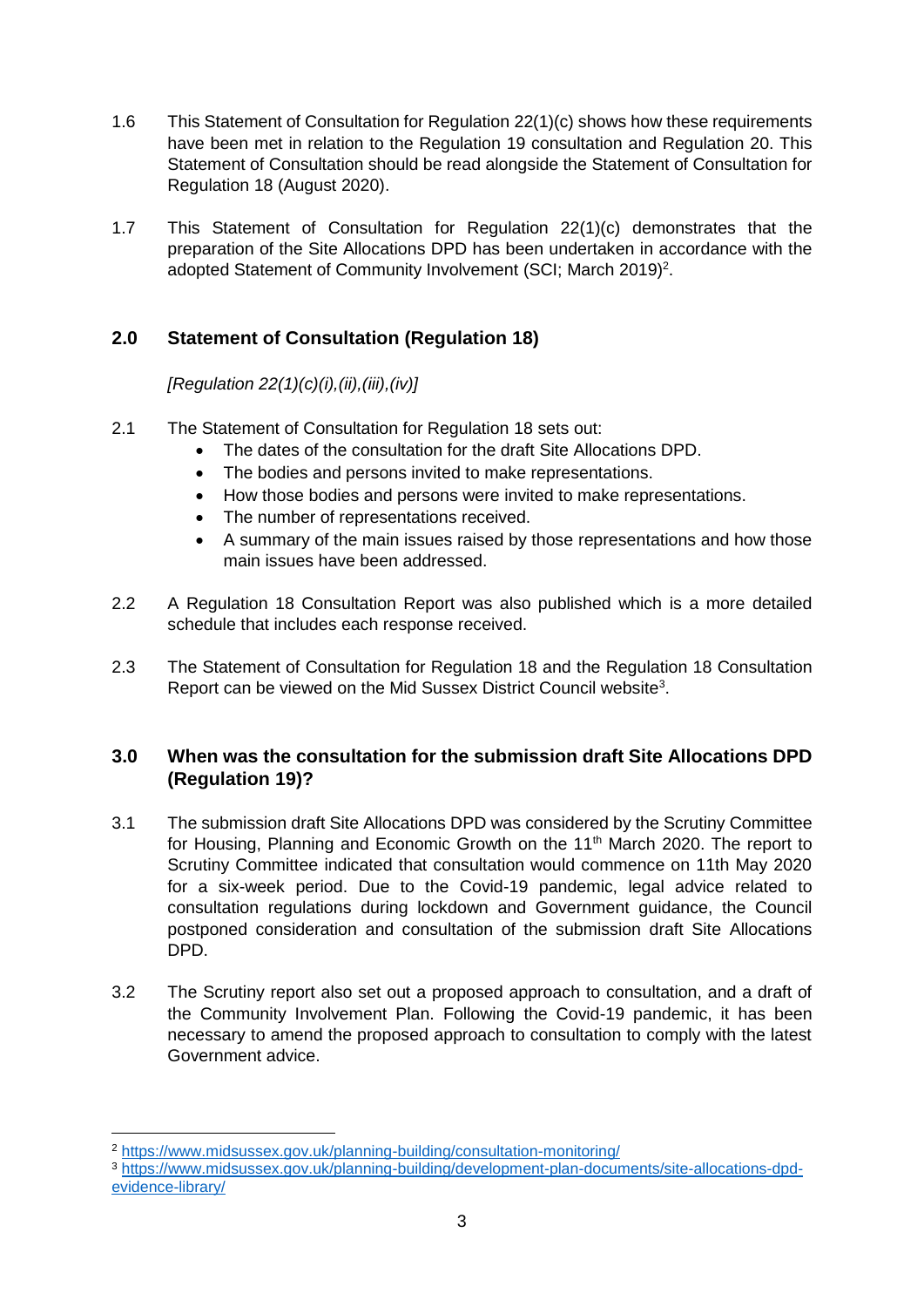1.6 This Statement of Consultation for Regulation 22(1)(c) shows how these requirements have been met in relation to the Regulation 19 consultation and Regulation 20. This Statement of Consultation should be read alongside the Statement of Consultation for Regulation 18 (August 2020).

1.7 This Statement of Consultation for Regulation 22(1)(c) demonstrates that the preparation of the Site Allocations DPD has been undertaken in accordance with the adopted Statement of Community Involvement (SCI; March 2019)[2].

## 2.0 Statement of Consultation (Regulation 18)

*[Regulation 22(1)(c)(i),(ii),(iii),(iv)]*

2.1 The Statement of Consultation for Regulation 18 sets out:

- The dates of the consultation for the draft Site Allocations DPD.
- The bodies and persons invited to make representations.
- How those bodies and persons were invited to make representations.
- The number of representations received.
- A summary of the main issues raised by those representations and how those main issues have been addressed.

2.2 A Regulation 18 Consultation Report was also published which is a more detailed schedule that includes each response received.

2.3 The Statement of Consultation for Regulation 18 and the Regulation 18 Consultation Report can be viewed on the Mid Sussex District Council website[3].

## 3.0 When was the consultation for the submission draft Site Allocations DPD (Regulation 19)?

3.1 The submission draft Site Allocations DPD was considered by the Scrutiny Committee for Housing, Planning and Economic Growth on the 11th March 2020. The report to Scrutiny Committee indicated that consultation would commence on 11th May 2020 for a six-week period. Due to the Covid-19 pandemic, legal advice related to consultation regulations during lockdown and Government guidance, the Council postponed consideration and consultation of the submission draft Site Allocations DPD.

3.2 The Scrutiny report also set out a proposed approach to consultation, and a draft of the Community Involvement Plan. Following the Covid-19 pandemic, it has been necessary to amend the proposed approach to consultation to comply with the latest Government advice.

---

[2] https://www.midsussex.gov.uk/planning-building/consultation-monitoring/

[3] https://www.midsussex.gov.uk/planning-building/development-plan-documents/site-allocations-dpd-evidence-library/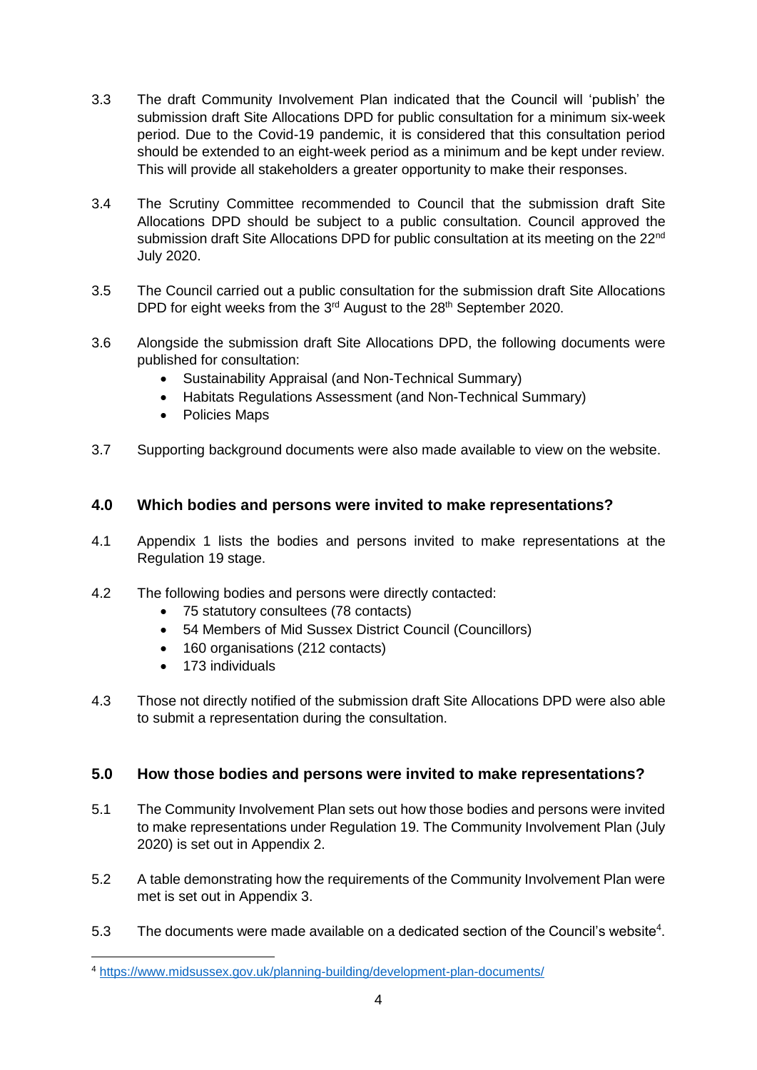3.3 The draft Community Involvement Plan indicated that the Council will 'publish' the submission draft Site Allocations DPD for public consultation for a minimum six-week period. Due to the Covid-19 pandemic, it is considered that this consultation period should be extended to an eight-week period as a minimum and be kept under review. This will provide all stakeholders a greater opportunity to make their responses.

3.4 The Scrutiny Committee recommended to Council that the submission draft Site Allocations DPD should be subject to a public consultation. Council approved the submission draft Site Allocations DPD for public consultation at its meeting on the 22nd July 2020.

3.5 The Council carried out a public consultation for the submission draft Site Allocations DPD for eight weeks from the 3rd August to the 28th September 2020.

3.6 Alongside the submission draft Site Allocations DPD, the following documents were published for consultation:

- Sustainability Appraisal (and Non-Technical Summary)
- Habitats Regulations Assessment (and Non-Technical Summary)
- Policies Maps

3.7 Supporting background documents were also made available to view on the website.

## 4.0 Which bodies and persons were invited to make representations?

4.1 Appendix 1 lists the bodies and persons invited to make representations at the Regulation 19 stage.

4.2 The following bodies and persons were directly contacted:

- 75 statutory consultees (78 contacts)
- 54 Members of Mid Sussex District Council (Councillors)
- 160 organisations (212 contacts)
- 173 individuals

4.3 Those not directly notified of the submission draft Site Allocations DPD were also able to submit a representation during the consultation.

## 5.0 How those bodies and persons were invited to make representations?

5.1 The Community Involvement Plan sets out how those bodies and persons were invited to make representations under Regulation 19. The Community Involvement Plan (July 2020) is set out in Appendix 2.

5.2 A table demonstrating how the requirements of the Community Involvement Plan were met is set out in Appendix 3.

5.3 The documents were made available on a dedicated section of the Council's website[4].

[4] https://www.midsussex.gov.uk/planning-building/development-plan-documents/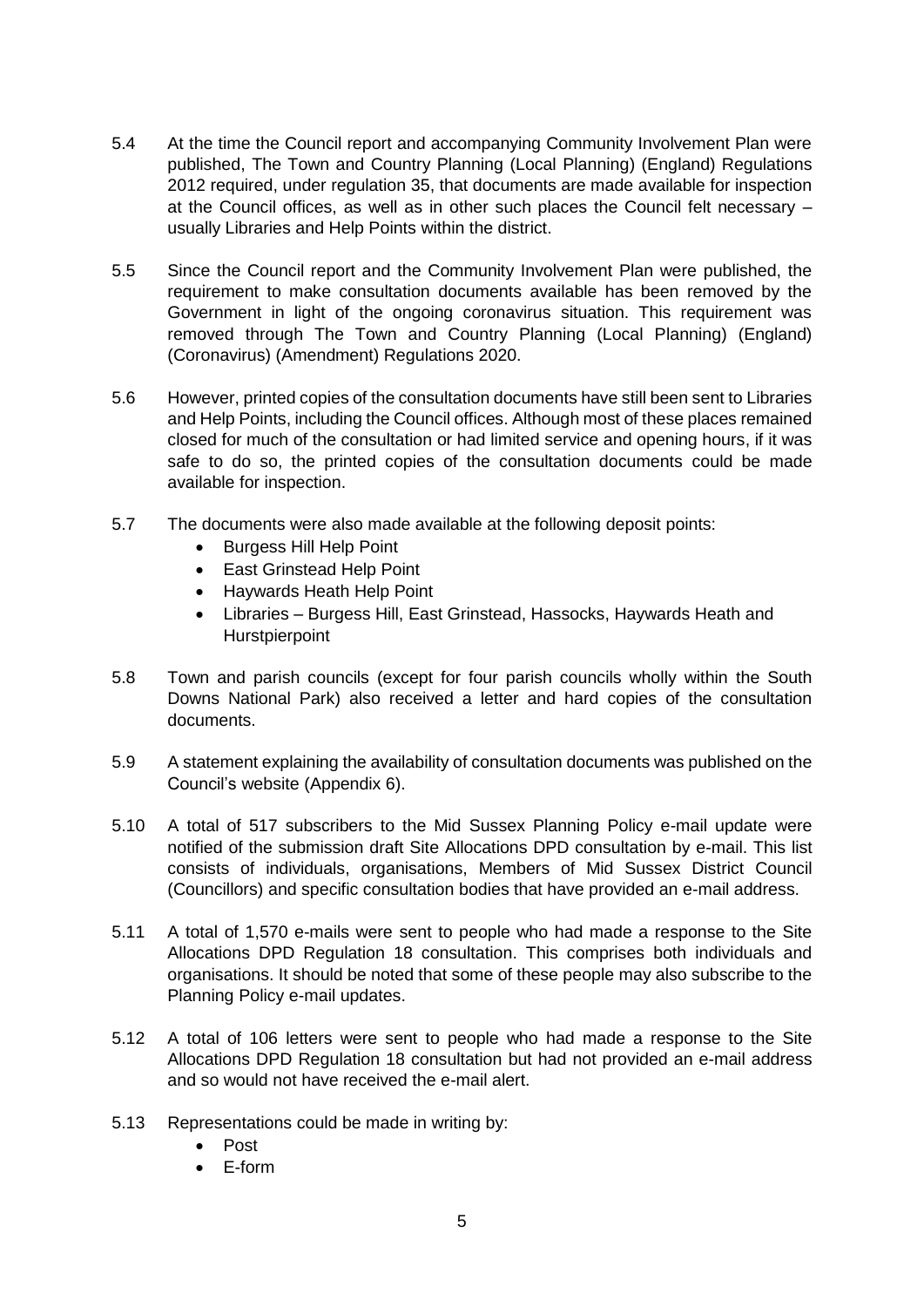5.4 At the time the Council report and accompanying Community Involvement Plan were published, The Town and Country Planning (Local Planning) (England) Regulations 2012 required, under regulation 35, that documents are made available for inspection at the Council offices, as well as in other such places the Council felt necessary – usually Libraries and Help Points within the district.

5.5 Since the Council report and the Community Involvement Plan were published, the requirement to make consultation documents available has been removed by the Government in light of the ongoing coronavirus situation. This requirement was removed through The Town and Country Planning (Local Planning) (England) (Coronavirus) (Amendment) Regulations 2020.

5.6 However, printed copies of the consultation documents have still been sent to Libraries and Help Points, including the Council offices. Although most of these places remained closed for much of the consultation or had limited service and opening hours, if it was safe to do so, the printed copies of the consultation documents could be made available for inspection.

5.7 The documents were also made available at the following deposit points:

- Burgess Hill Help Point
- East Grinstead Help Point
- Haywards Heath Help Point
- Libraries – Burgess Hill, East Grinstead, Hassocks, Haywards Heath and Hurstpierpoint

5.8 Town and parish councils (except for four parish councils wholly within the South Downs National Park) also received a letter and hard copies of the consultation documents.

5.9 A statement explaining the availability of consultation documents was published on the Council's website (Appendix 6).

5.10 A total of 517 subscribers to the Mid Sussex Planning Policy e-mail update were notified of the submission draft Site Allocations DPD consultation by e-mail. This list consists of individuals, organisations, Members of Mid Sussex District Council (Councillors) and specific consultation bodies that have provided an e-mail address.

5.11 A total of 1,570 e-mails were sent to people who had made a response to the Site Allocations DPD Regulation 18 consultation. This comprises both individuals and organisations. It should be noted that some of these people may also subscribe to the Planning Policy e-mail updates.

5.12 A total of 106 letters were sent to people who had made a response to the Site Allocations DPD Regulation 18 consultation but had not provided an e-mail address and so would not have received the e-mail alert.

5.13 Representations could be made in writing by:

- Post
- E-form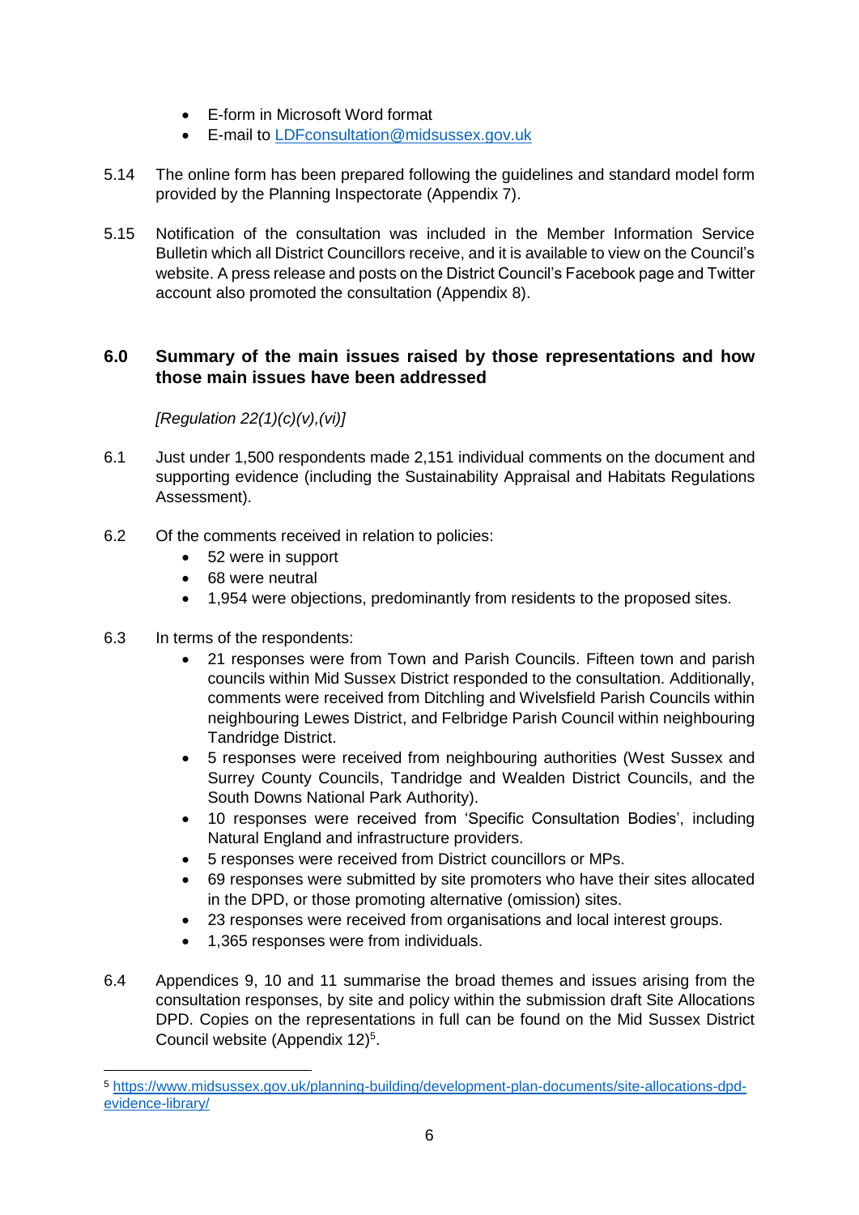- E-form in Microsoft Word format
- E-mail to LDFconsultation@midsussex.gov.uk

5.14 The online form has been prepared following the guidelines and standard model form provided by the Planning Inspectorate (Appendix 7).

5.15 Notification of the consultation was included in the Member Information Service Bulletin which all District Councillors receive, and it is available to view on the Council's website. A press release and posts on the District Council's Facebook page and Twitter account also promoted the consultation (Appendix 8).

## 6.0 Summary of the main issues raised by those representations and how those main issues have been addressed

*[Regulation 22(1)(c)(v),(vi)]*

6.1 Just under 1,500 respondents made 2,151 individual comments on the document and supporting evidence (including the Sustainability Appraisal and Habitats Regulations Assessment).

6.2 Of the comments received in relation to policies:

- 52 were in support
- 68 were neutral
- 1,954 were objections, predominantly from residents to the proposed sites.

6.3 In terms of the respondents:

- 21 responses were from Town and Parish Councils. Fifteen town and parish councils within Mid Sussex District responded to the consultation. Additionally, comments were received from Ditchling and Wivelsfield Parish Councils within neighbouring Lewes District, and Felbridge Parish Council within neighbouring Tandridge District.
- 5 responses were received from neighbouring authorities (West Sussex and Surrey County Councils, Tandridge and Wealden District Councils, and the South Downs National Park Authority).
- 10 responses were received from 'Specific Consultation Bodies', including Natural England and infrastructure providers.
- 5 responses were received from District councillors or MPs.
- 69 responses were submitted by site promoters who have their sites allocated in the DPD, or those promoting alternative (omission) sites.
- 23 responses were received from organisations and local interest groups.
- 1,365 responses were from individuals.

6.4 Appendices 9, 10 and 11 summarise the broad themes and issues arising from the consultation responses, by site and policy within the submission draft Site Allocations DPD. Copies on the representations in full can be found on the Mid Sussex District Council website (Appendix 12)[5].

[5] https://www.midsussex.gov.uk/planning-building/development-plan-documents/site-allocations-dpd-evidence-library/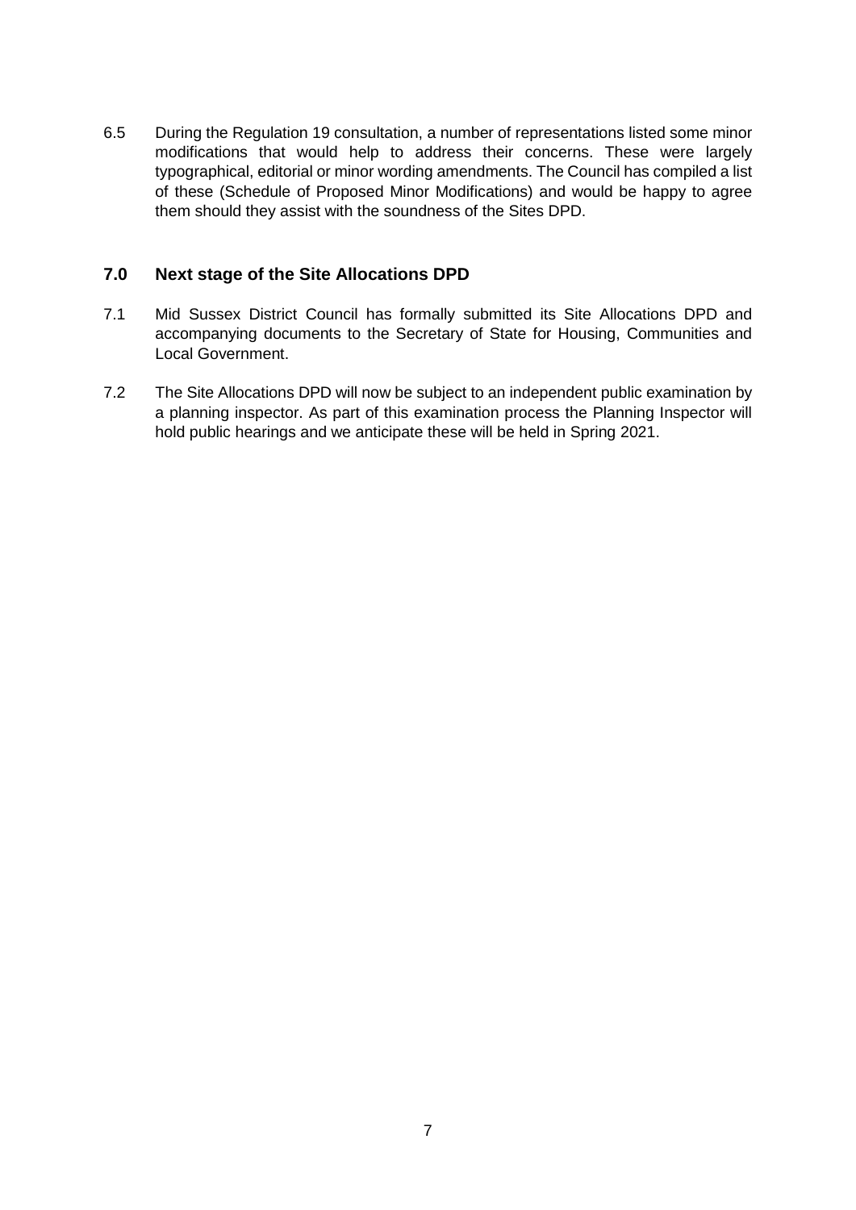6.5 During the Regulation 19 consultation, a number of representations listed some minor modifications that would help to address their concerns. These were largely typographical, editorial or minor wording amendments. The Council has compiled a list of these (Schedule of Proposed Minor Modifications) and would be happy to agree them should they assist with the soundness of the Sites DPD.

## 7.0 Next stage of the Site Allocations DPD

7.1 Mid Sussex District Council has formally submitted its Site Allocations DPD and accompanying documents to the Secretary of State for Housing, Communities and Local Government.

7.2 The Site Allocations DPD will now be subject to an independent public examination by a planning inspector. As part of this examination process the Planning Inspector will hold public hearings and we anticipate these will be held in Spring 2021.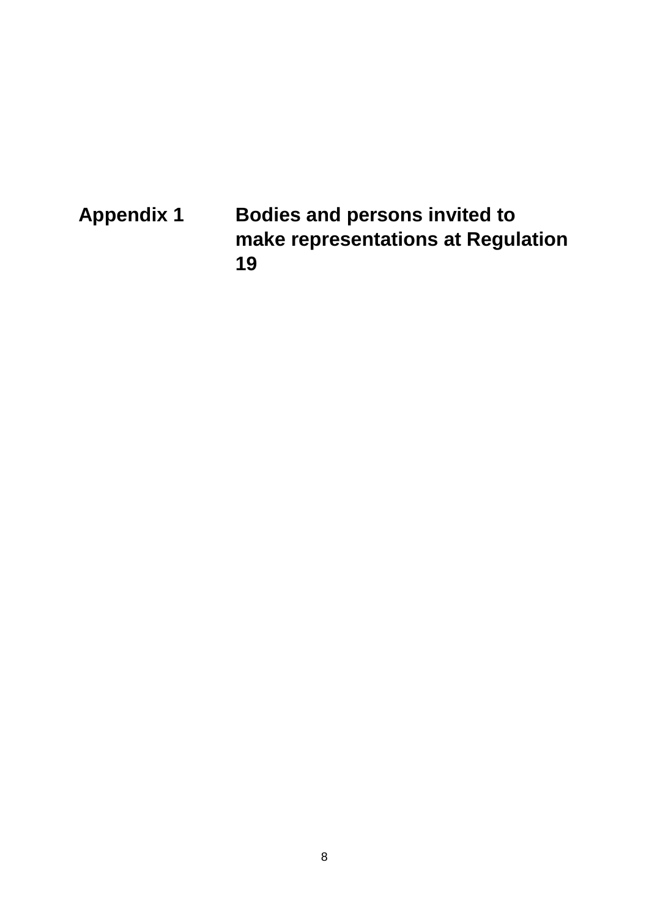# Appendix 1 Bodies and persons invited to make representations at Regulation 19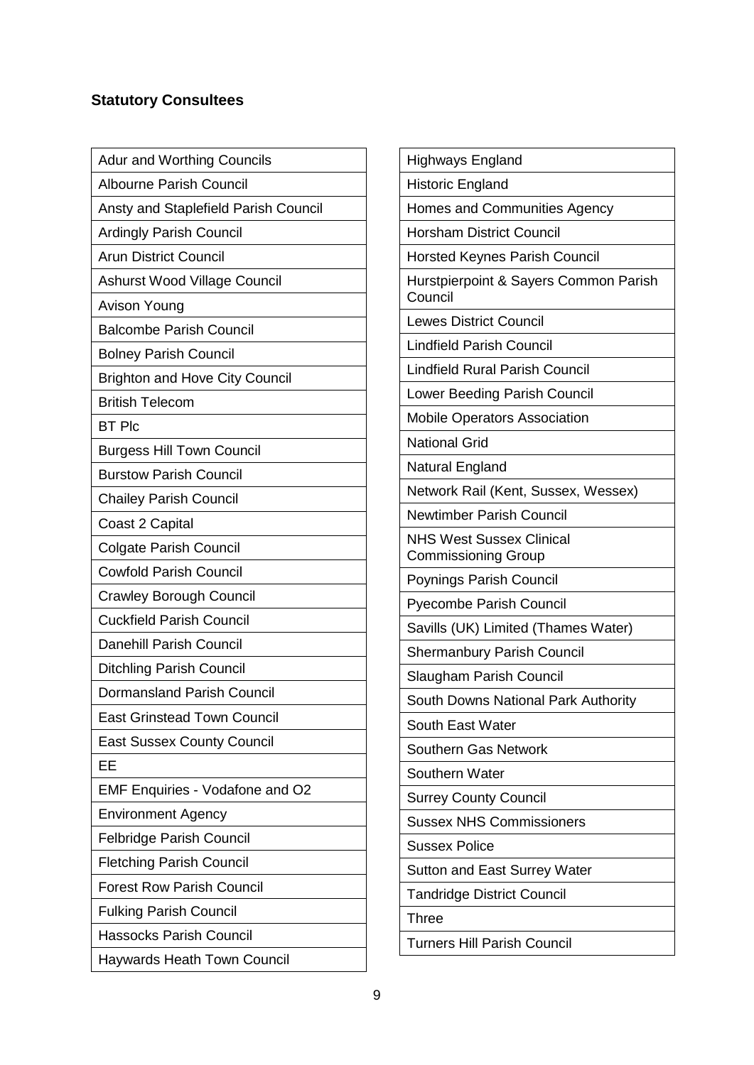**Statutory Consultees**

| |
|---|
| Adur and Worthing Councils |
| Albourne Parish Council |
| Ansty and Staplefield Parish Council |
| Ardingly Parish Council |
| Arun District Council |
| Ashurst Wood Village Council |
| Avison Young |
| Balcombe Parish Council |
| Bolney Parish Council |
| Brighton and Hove City Council |
| British Telecom |
| BT Plc |
| Burgess Hill Town Council |
| Burstow Parish Council |
| Chailey Parish Council |
| Coast 2 Capital |
| Colgate Parish Council |
| Cowfold Parish Council |
| Crawley Borough Council |
| Cuckfield Parish Council |
| Danehill Parish Council |
| Ditchling Parish Council |
| Dormansland Parish Council |
| East Grinstead Town Council |
| East Sussex County Council |
| EE |
| EMF Enquiries - Vodafone and O2 |
| Environment Agency |
| Felbridge Parish Council |
| Fletching Parish Council |
| Forest Row Parish Council |
| Fulking Parish Council |
| Hassocks Parish Council |
| Haywards Heath Town Council |

| |
|---|
| Highways England |
| Historic England |
| Homes and Communities Agency |
| Horsham District Council |
| Horsted Keynes Parish Council |
| Hurstpierpoint & Sayers Common Parish Council |
| Lewes District Council |
| Lindfield Parish Council |
| Lindfield Rural Parish Council |
| Lower Beeding Parish Council |
| Mobile Operators Association |
| National Grid |
| Natural England |
| Network Rail (Kent, Sussex, Wessex) |
| Newtimber Parish Council |
| NHS West Sussex Clinical Commissioning Group |
| Poynings Parish Council |
| Pyecombe Parish Council |
| Savills (UK) Limited (Thames Water) |
| Shermanbury Parish Council |
| Slaugham Parish Council |
| South Downs National Park Authority |
| South East Water |
| Southern Gas Network |
| Southern Water |
| Surrey County Council |
| Sussex NHS Commissioners |
| Sussex Police |
| Sutton and East Surrey Water |
| Tandridge District Council |
| Three |
| Turners Hill Parish Council |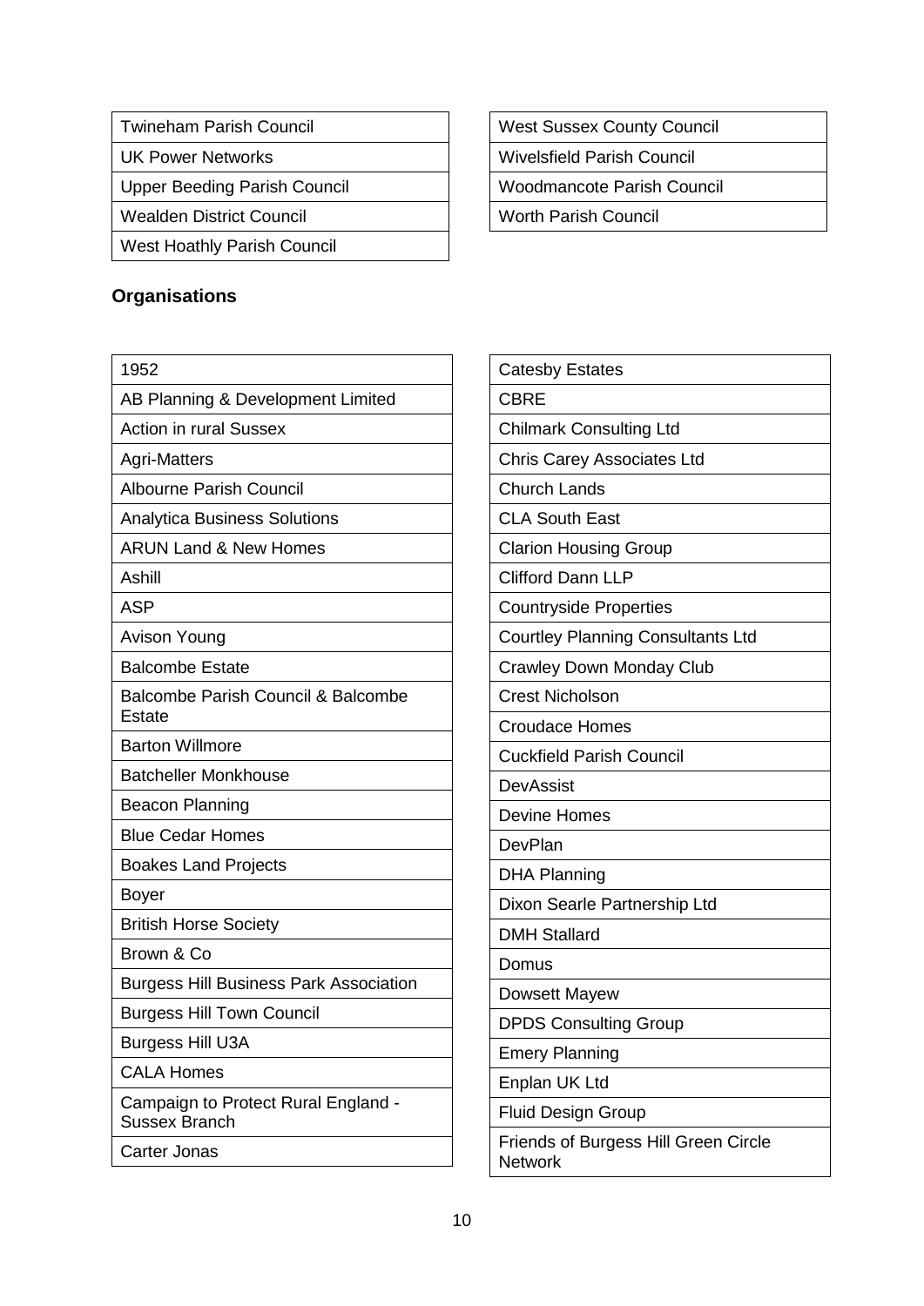| | |
|---|---|
| Twineham Parish Council | West Sussex County Council |
| UK Power Networks | Wivelsfield Parish Council |
| Upper Beeding Parish Council | Woodmancote Parish Council |
| Wealden District Council | Worth Parish Council |
| West Hoathly Parish Council | |

**Organisations**

| | |
|---|---|
| 1952 | Catesby Estates |
| AB Planning & Development Limited | CBRE |
| Action in rural Sussex | Chilmark Consulting Ltd |
| Agri-Matters | Chris Carey Associates Ltd |
| Albourne Parish Council | Church Lands |
| Analytica Business Solutions | CLA South East |
| ARUN Land & New Homes | Clarion Housing Group |
| Ashill | Clifford Dann LLP |
| ASP | Countryside Properties |
| Avison Young | Courtley Planning Consultants Ltd |
| Balcombe Estate | Crawley Down Monday Club |
| Balcombe Parish Council & Balcombe Estate | Crest Nicholson |
| Barton Willmore | Croudace Homes |
| Batcheller Monkhouse | Cuckfield Parish Council |
| Beacon Planning | DevAssist |
| Blue Cedar Homes | Devine Homes |
| Boakes Land Projects | DevPlan |
| Boyer | DHA Planning |
| British Horse Society | Dixon Searle Partnership Ltd |
| Brown & Co | DMH Stallard |
| Burgess Hill Business Park Association | Domus |
| Burgess Hill Town Council | Dowsett Mayew |
| Burgess Hill U3A | DPDS Consulting Group |
| CALA Homes | Emery Planning |
| Campaign to Protect Rural England - Sussex Branch | Enplan UK Ltd |
| Carter Jonas | Fluid Design Group |
| | Friends of Burgess Hill Green Circle Network |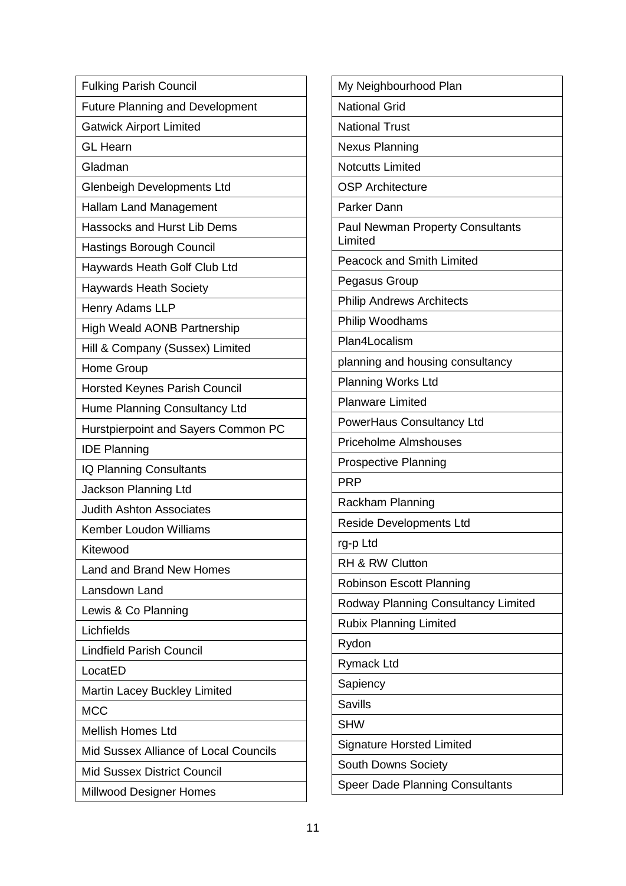| |
|---|
| Fulking Parish Council |
| Future Planning and Development |
| Gatwick Airport Limited |
| GL Hearn |
| Gladman |
| Glenbeigh Developments Ltd |
| Hallam Land Management |
| Hassocks and Hurst Lib Dems |
| Hastings Borough Council |
| Haywards Heath Golf Club Ltd |
| Haywards Heath Society |
| Henry Adams LLP |
| High Weald AONB Partnership |
| Hill & Company (Sussex) Limited |
| Home Group |
| Horsted Keynes Parish Council |
| Hume Planning Consultancy Ltd |
| Hurstpierpoint and Sayers Common PC |
| IDE Planning |
| IQ Planning Consultants |
| Jackson Planning Ltd |
| Judith Ashton Associates |
| Kember Loudon Williams |
| Kitewood |
| Land and Brand New Homes |
| Lansdown Land |
| Lewis & Co Planning |
| Lichfields |
| Lindfield Parish Council |
| LocatED |
| Martin Lacey Buckley Limited |
| MCC |
| Mellish Homes Ltd |
| Mid Sussex Alliance of Local Councils |
| Mid Sussex District Council |
| Millwood Designer Homes |

| |
|---|
| My Neighbourhood Plan |
| National Grid |
| National Trust |
| Nexus Planning |
| Notcutts Limited |
| OSP Architecture |
| Parker Dann |
| Paul Newman Property Consultants Limited |
| Peacock and Smith Limited |
| Pegasus Group |
| Philip Andrews Architects |
| Philip Woodhams |
| Plan4Localism |
| planning and housing consultancy |
| Planning Works Ltd |
| Planware Limited |
| PowerHaus Consultancy Ltd |
| Priceholme Almshouses |
| Prospective Planning |
| PRP |
| Rackham Planning |
| Reside Developments Ltd |
| rg-p Ltd |
| RH & RW Clutton |
| Robinson Escott Planning |
| Rodway Planning Consultancy Limited |
| Rubix Planning Limited |
| Rydon |
| Rymack Ltd |
| Sapiency |
| Savills |
| SHW |
| Signature Horsted Limited |
| South Downs Society |
| Speer Dade Planning Consultants |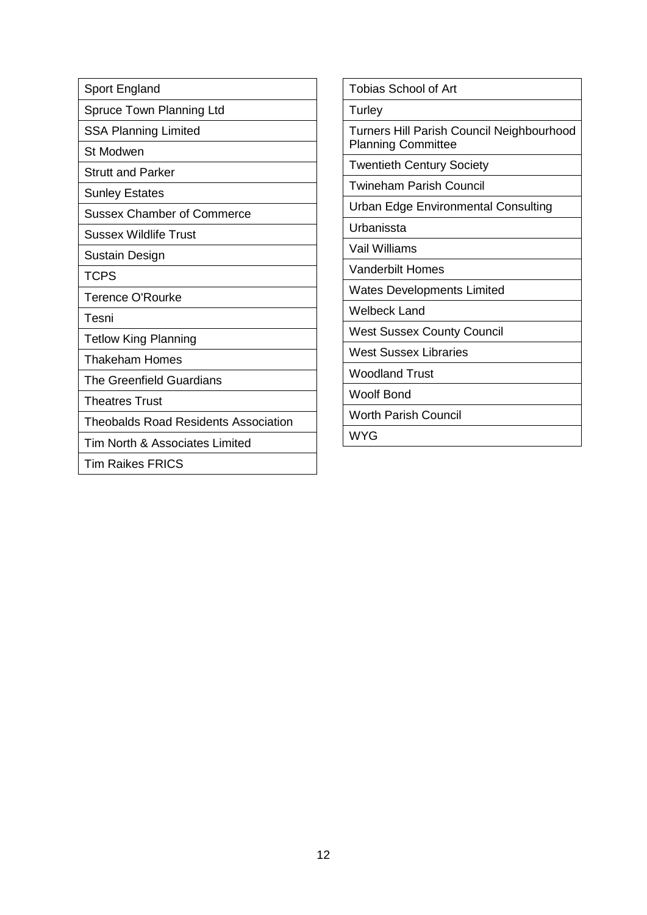| |
|---|
| Sport England |
| Spruce Town Planning Ltd |
| SSA Planning Limited |
| St Modwen |
| Strutt and Parker |
| Sunley Estates |
| Sussex Chamber of Commerce |
| Sussex Wildlife Trust |
| Sustain Design |
| TCPS |
| Terence O'Rourke |
| Tesni |
| Tetlow King Planning |
| Thakeham Homes |
| The Greenfield Guardians |
| Theatres Trust |
| Theobalds Road Residents Association |
| Tim North & Associates Limited |
| Tim Raikes FRICS |

| |
|---|
| Tobias School of Art |
| Turley |
| Turners Hill Parish Council Neighbourhood Planning Committee |
| Twentieth Century Society |
| Twineham Parish Council |
| Urban Edge Environmental Consulting |
| Urbanissta |
| Vail Williams |
| Vanderbilt Homes |
| Wates Developments Limited |
| Welbeck Land |
| West Sussex County Council |
| West Sussex Libraries |
| Woodland Trust |
| Woolf Bond |
| Worth Parish Council |
| WYG |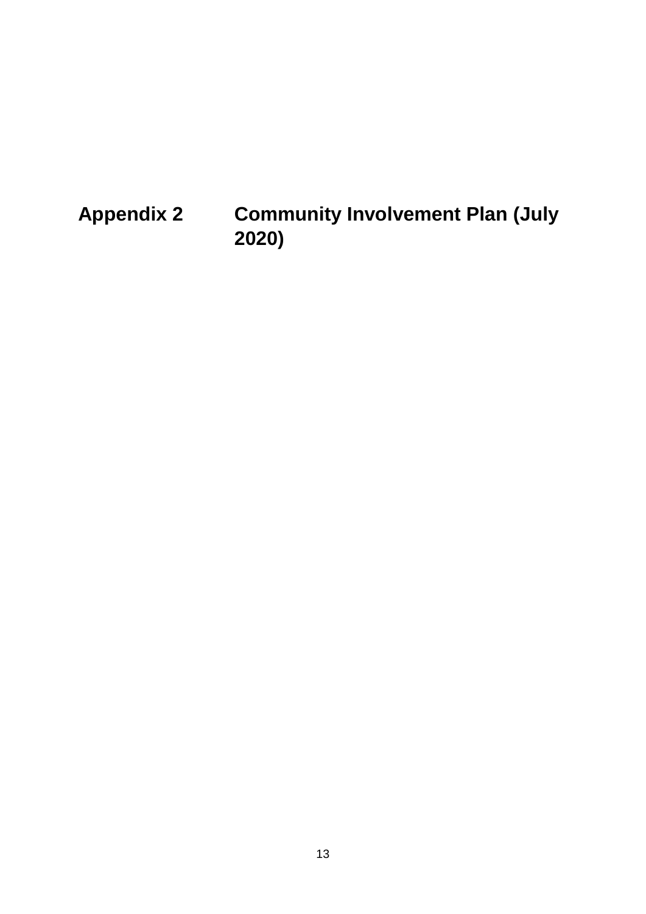# Appendix 2 Community Involvement Plan (July 2020)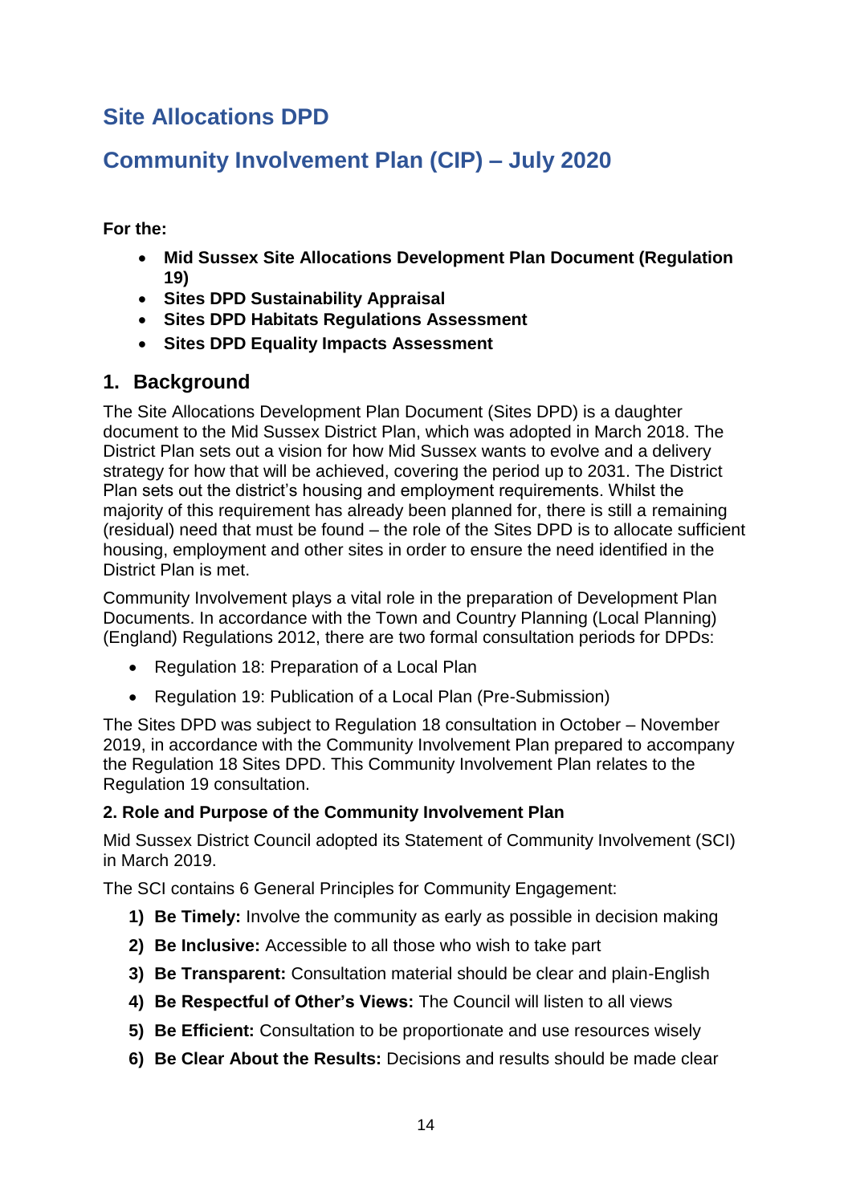# Site Allocations DPD

# Community Involvement Plan (CIP) – July 2020

**For the:**

- **Mid Sussex Site Allocations Development Plan Document (Regulation 19)**
- **Sites DPD Sustainability Appraisal**
- **Sites DPD Habitats Regulations Assessment**
- **Sites DPD Equality Impacts Assessment**

## 1. Background

The Site Allocations Development Plan Document (Sites DPD) is a daughter document to the Mid Sussex District Plan, which was adopted in March 2018. The District Plan sets out a vision for how Mid Sussex wants to evolve and a delivery strategy for how that will be achieved, covering the period up to 2031. The District Plan sets out the district's housing and employment requirements. Whilst the majority of this requirement has already been planned for, there is still a remaining (residual) need that must be found – the role of the Sites DPD is to allocate sufficient housing, employment and other sites in order to ensure the need identified in the District Plan is met.

Community Involvement plays a vital role in the preparation of Development Plan Documents. In accordance with the Town and Country Planning (Local Planning) (England) Regulations 2012, there are two formal consultation periods for DPDs:

- Regulation 18: Preparation of a Local Plan
- Regulation 19: Publication of a Local Plan (Pre-Submission)

The Sites DPD was subject to Regulation 18 consultation in October – November 2019, in accordance with the Community Involvement Plan prepared to accompany the Regulation 18 Sites DPD. This Community Involvement Plan relates to the Regulation 19 consultation.

### 2. Role and Purpose of the Community Involvement Plan

Mid Sussex District Council adopted its Statement of Community Involvement (SCI) in March 2019.

The SCI contains 6 General Principles for Community Engagement:

1) **Be Timely:** Involve the community as early as possible in decision making
2) **Be Inclusive:** Accessible to all those who wish to take part
3) **Be Transparent:** Consultation material should be clear and plain-English
4) **Be Respectful of Other's Views:** The Council will listen to all views
5) **Be Efficient:** Consultation to be proportionate and use resources wisely
6) **Be Clear About the Results:** Decisions and results should be made clear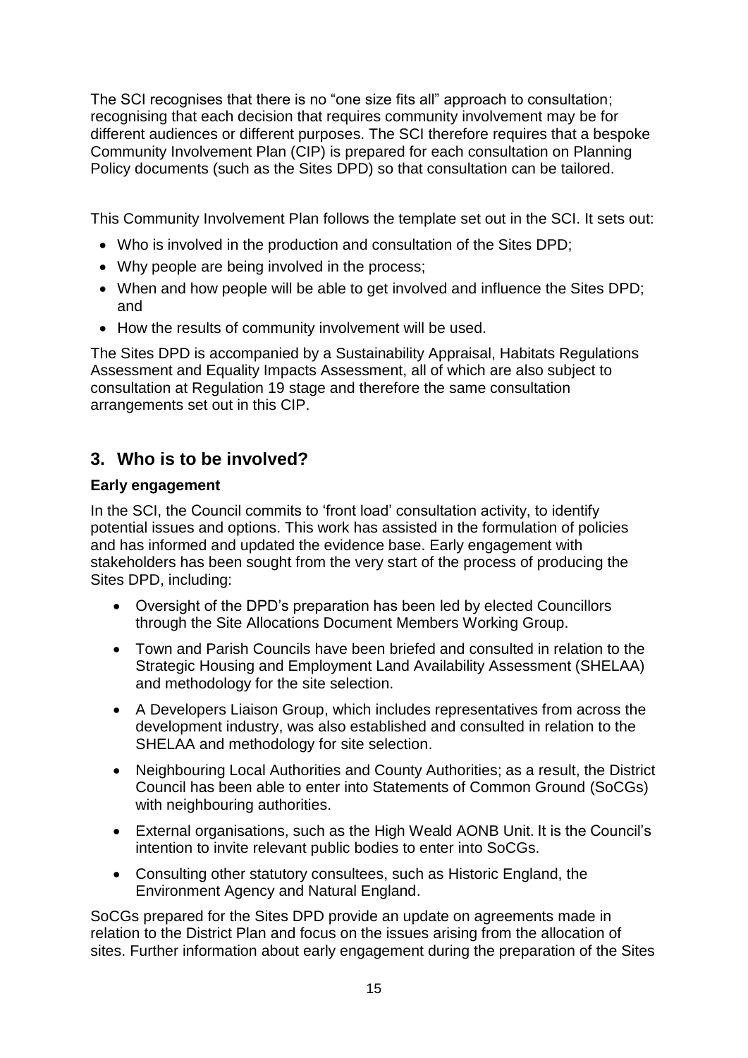The SCI recognises that there is no "one size fits all" approach to consultation; recognising that each decision that requires community involvement may be for different audiences or different purposes. The SCI therefore requires that a bespoke Community Involvement Plan (CIP) is prepared for each consultation on Planning Policy documents (such as the Sites DPD) so that consultation can be tailored.

This Community Involvement Plan follows the template set out in the SCI. It sets out:

- Who is involved in the production and consultation of the Sites DPD;
- Why people are being involved in the process;
- When and how people will be able to get involved and influence the Sites DPD; and
- How the results of community involvement will be used.

The Sites DPD is accompanied by a Sustainability Appraisal, Habitats Regulations Assessment and Equality Impacts Assessment, all of which are also subject to consultation at Regulation 19 stage and therefore the same consultation arrangements set out in this CIP.

## 3. Who is to be involved?

**Early engagement**

In the SCI, the Council commits to 'front load' consultation activity, to identify potential issues and options. This work has assisted in the formulation of policies and has informed and updated the evidence base. Early engagement with stakeholders has been sought from the very start of the process of producing the Sites DPD, including:

- Oversight of the DPD's preparation has been led by elected Councillors through the Site Allocations Document Members Working Group.
- Town and Parish Councils have been briefed and consulted in relation to the Strategic Housing and Employment Land Availability Assessment (SHELAA) and methodology for the site selection.
- A Developers Liaison Group, which includes representatives from across the development industry, was also established and consulted in relation to the SHELAA and methodology for site selection.
- Neighbouring Local Authorities and County Authorities; as a result, the District Council has been able to enter into Statements of Common Ground (SoCGs) with neighbouring authorities.
- External organisations, such as the High Weald AONB Unit. It is the Council's intention to invite relevant public bodies to enter into SoCGs.
- Consulting other statutory consultees, such as Historic England, the Environment Agency and Natural England.

SoCGs prepared for the Sites DPD provide an update on agreements made in relation to the District Plan and focus on the issues arising from the allocation of sites. Further information about early engagement during the preparation of the Sites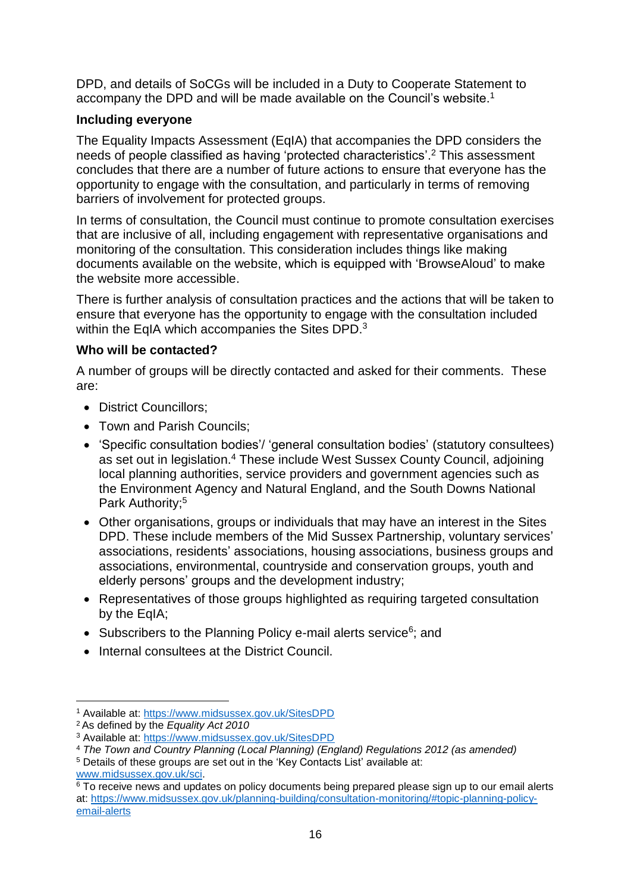DPD, and details of SoCGs will be included in a Duty to Cooperate Statement to accompany the DPD and will be made available on the Council's website.[1]

**Including everyone**

The Equality Impacts Assessment (EqIA) that accompanies the DPD considers the needs of people classified as having 'protected characteristics'.[2] This assessment concludes that there are a number of future actions to ensure that everyone has the opportunity to engage with the consultation, and particularly in terms of removing barriers of involvement for protected groups.

In terms of consultation, the Council must continue to promote consultation exercises that are inclusive of all, including engagement with representative organisations and monitoring of the consultation. This consideration includes things like making documents available on the website, which is equipped with 'BrowseAloud' to make the website more accessible.

There is further analysis of consultation practices and the actions that will be taken to ensure that everyone has the opportunity to engage with the consultation included within the EqIA which accompanies the Sites DPD.[3]

**Who will be contacted?**

A number of groups will be directly contacted and asked for their comments. These are:

- District Councillors;
- Town and Parish Councils;
- 'Specific consultation bodies'/ 'general consultation bodies' (statutory consultees) as set out in legislation.[4] These include West Sussex County Council, adjoining local planning authorities, service providers and government agencies such as the Environment Agency and Natural England, and the South Downs National Park Authority;[5]
- Other organisations, groups or individuals that may have an interest in the Sites DPD. These include members of the Mid Sussex Partnership, voluntary services' associations, residents' associations, housing associations, business groups and associations, environmental, countryside and conservation groups, youth and elderly persons' groups and the development industry;
- Representatives of those groups highlighted as requiring targeted consultation by the EqIA;
- Subscribers to the Planning Policy e-mail alerts service[6]; and
- Internal consultees at the District Council.

---

[1] Available at: https://www.midsussex.gov.uk/SitesDPD

[2] As defined by the *Equality Act 2010*

[3] Available at: https://www.midsussex.gov.uk/SitesDPD

[4] *The Town and Country Planning (Local Planning) (England) Regulations 2012 (as amended)*

[5] Details of these groups are set out in the 'Key Contacts List' available at: www.midsussex.gov.uk/sci.

[6] To receive news and updates on policy documents being prepared please sign up to our email alerts at: https://www.midsussex.gov.uk/planning-building/consultation-monitoring/#topic-planning-policy-email-alerts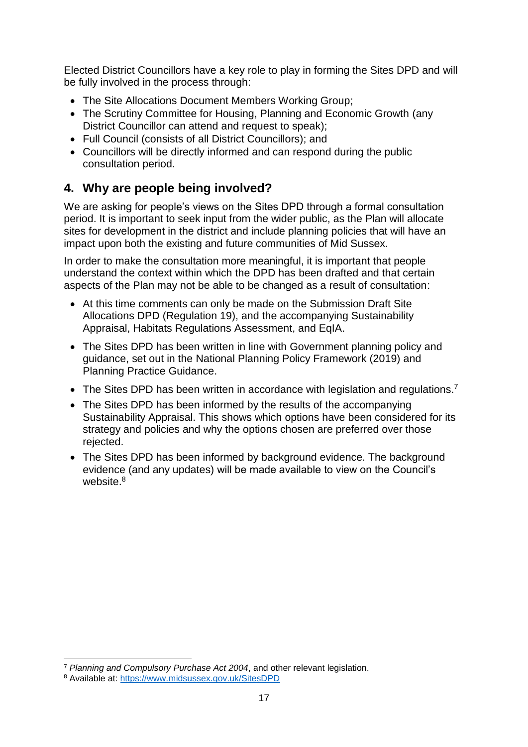Elected District Councillors have a key role to play in forming the Sites DPD and will be fully involved in the process through:

- The Site Allocations Document Members Working Group;
- The Scrutiny Committee for Housing, Planning and Economic Growth (any District Councillor can attend and request to speak);
- Full Council (consists of all District Councillors); and
- Councillors will be directly informed and can respond during the public consultation period.

## 4. Why are people being involved?

We are asking for people's views on the Sites DPD through a formal consultation period. It is important to seek input from the wider public, as the Plan will allocate sites for development in the district and include planning policies that will have an impact upon both the existing and future communities of Mid Sussex.

In order to make the consultation more meaningful, it is important that people understand the context within which the DPD has been drafted and that certain aspects of the Plan may not be able to be changed as a result of consultation:

- At this time comments can only be made on the Submission Draft Site Allocations DPD (Regulation 19), and the accompanying Sustainability Appraisal, Habitats Regulations Assessment, and EqIA.
- The Sites DPD has been written in line with Government planning policy and guidance, set out in the National Planning Policy Framework (2019) and Planning Practice Guidance.
- The Sites DPD has been written in accordance with legislation and regulations.[7]
- The Sites DPD has been informed by the results of the accompanying Sustainability Appraisal. This shows which options have been considered for its strategy and policies and why the options chosen are preferred over those rejected.
- The Sites DPD has been informed by background evidence. The background evidence (and any updates) will be made available to view on the Council's website.[8]

[7] *Planning and Compulsory Purchase Act 2004*, and other relevant legislation.

[8] Available at: https://www.midsussex.gov.uk/SitesDPD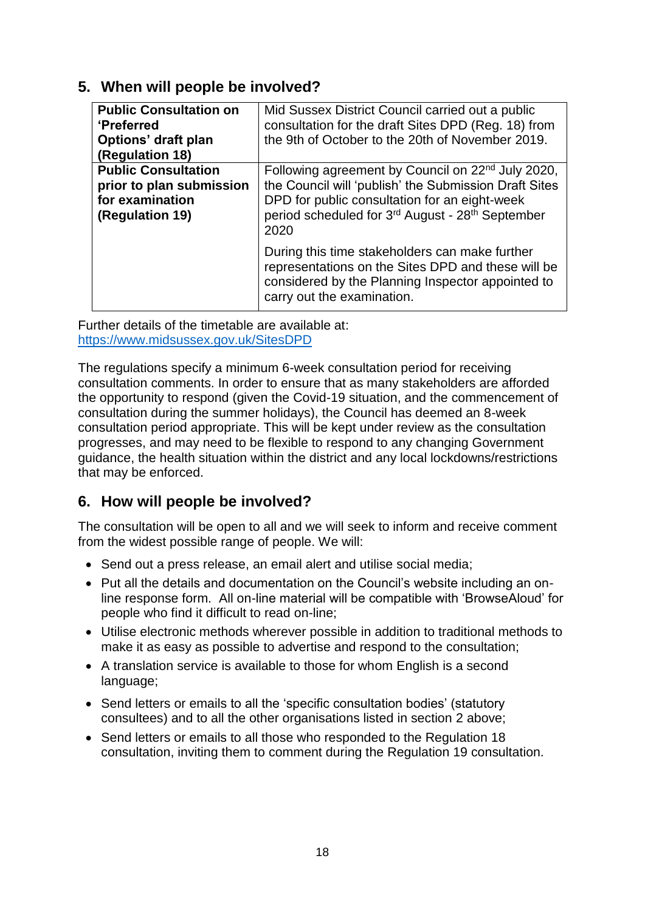## 5. When will people be involved?

| | |
|---|---|
| **Public Consultation on 'Preferred Options' draft plan (Regulation 18)** | Mid Sussex District Council carried out a public consultation for the draft Sites DPD (Reg. 18) from the 9th of October to the 20th of November 2019. |
| **Public Consultation prior to plan submission for examination (Regulation 19)** | Following agreement by Council on 22nd July 2020, the Council will 'publish' the Submission Draft Sites DPD for public consultation for an eight-week period scheduled for 3rd August - 28th September 2020<br><br>During this time stakeholders can make further representations on the Sites DPD and these will be considered by the Planning Inspector appointed to carry out the examination. |

Further details of the timetable are available at:
https://www.midsussex.gov.uk/SitesDPD

The regulations specify a minimum 6-week consultation period for receiving consultation comments. In order to ensure that as many stakeholders are afforded the opportunity to respond (given the Covid-19 situation, and the commencement of consultation during the summer holidays), the Council has deemed an 8-week consultation period appropriate. This will be kept under review as the consultation progresses, and may need to be flexible to respond to any changing Government guidance, the health situation within the district and any local lockdowns/restrictions that may be enforced.

## 6. How will people be involved?

The consultation will be open to all and we will seek to inform and receive comment from the widest possible range of people. We will:

- Send out a press release, an email alert and utilise social media;
- Put all the details and documentation on the Council's website including an on-line response form. All on-line material will be compatible with 'BrowseAloud' for people who find it difficult to read on-line;
- Utilise electronic methods wherever possible in addition to traditional methods to make it as easy as possible to advertise and respond to the consultation;
- A translation service is available to those for whom English is a second language;
- Send letters or emails to all the 'specific consultation bodies' (statutory consultees) and to all the other organisations listed in section 2 above;
- Send letters or emails to all those who responded to the Regulation 18 consultation, inviting them to comment during the Regulation 19 consultation.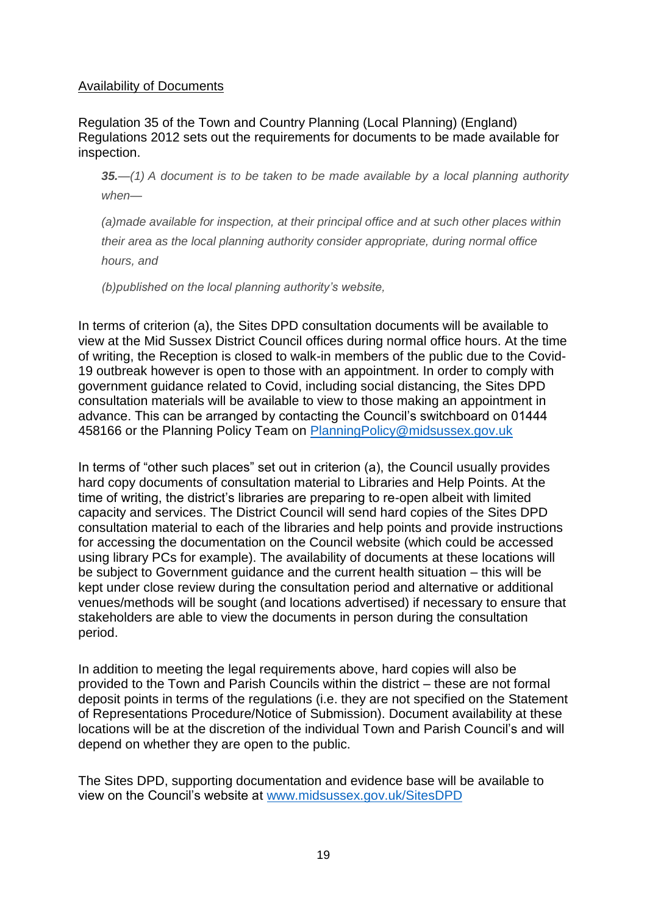Availability of Documents

Regulation 35 of the Town and Country Planning (Local Planning) (England) Regulations 2012 sets out the requirements for documents to be made available for inspection.

> ***35.***—*(1) A document is to be taken to be made available by a local planning authority when—*
>
> *(a)made available for inspection, at their principal office and at such other places within their area as the local planning authority consider appropriate, during normal office hours, and*
>
> *(b)published on the local planning authority's website,*

In terms of criterion (a), the Sites DPD consultation documents will be available to view at the Mid Sussex District Council offices during normal office hours. At the time of writing, the Reception is closed to walk-in members of the public due to the Covid-19 outbreak however is open to those with an appointment. In order to comply with government guidance related to Covid, including social distancing, the Sites DPD consultation materials will be available to view to those making an appointment in advance. This can be arranged by contacting the Council's switchboard on 01444 458166 or the Planning Policy Team on PlanningPolicy@midsussex.gov.uk

In terms of "other such places" set out in criterion (a), the Council usually provides hard copy documents of consultation material to Libraries and Help Points. At the time of writing, the district's libraries are preparing to re-open albeit with limited capacity and services. The District Council will send hard copies of the Sites DPD consultation material to each of the libraries and help points and provide instructions for accessing the documentation on the Council website (which could be accessed using library PCs for example). The availability of documents at these locations will be subject to Government guidance and the current health situation – this will be kept under close review during the consultation period and alternative or additional venues/methods will be sought (and locations advertised) if necessary to ensure that stakeholders are able to view the documents in person during the consultation period.

In addition to meeting the legal requirements above, hard copies will also be provided to the Town and Parish Councils within the district – these are not formal deposit points in terms of the regulations (i.e. they are not specified on the Statement of Representations Procedure/Notice of Submission). Document availability at these locations will be at the discretion of the individual Town and Parish Council's and will depend on whether they are open to the public.

The Sites DPD, supporting documentation and evidence base will be available to view on the Council's website at www.midsussex.gov.uk/SitesDPD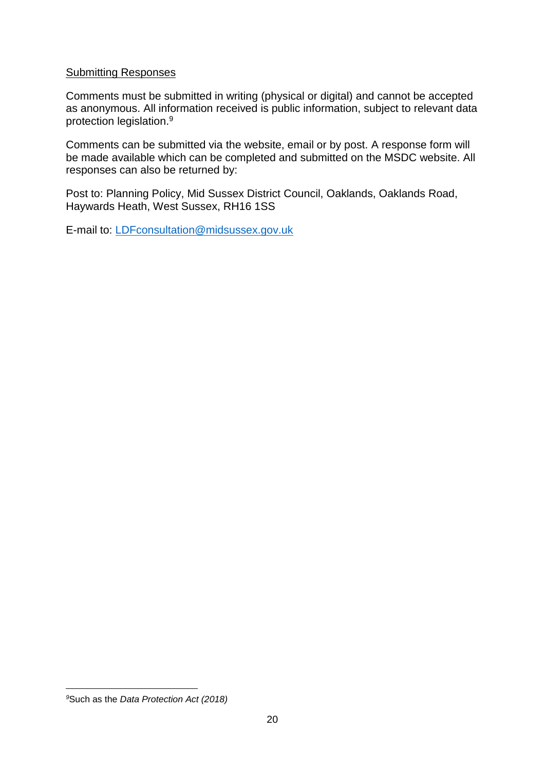## Submitting Responses

Comments must be submitted in writing (physical or digital) and cannot be accepted as anonymous. All information received is public information, subject to relevant data protection legislation.[9]

Comments can be submitted via the website, email or by post. A response form will be made available which can be completed and submitted on the MSDC website. All responses can also be returned by:

Post to: Planning Policy, Mid Sussex District Council, Oaklands, Oaklands Road, Haywards Heath, West Sussex, RH16 1SS

E-mail to: LDFconsultation@midsussex.gov.uk

[9] Such as the *Data Protection Act (2018)*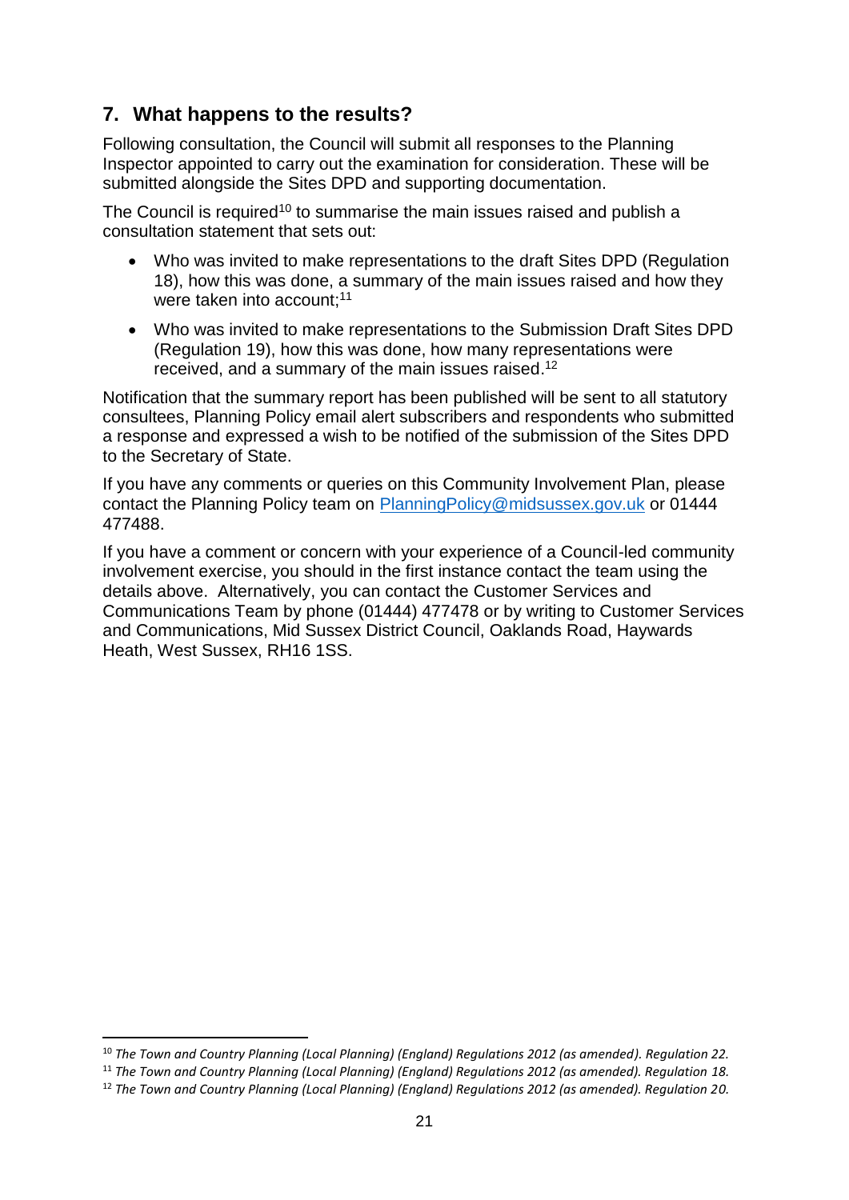## 7. What happens to the results?

Following consultation, the Council will submit all responses to the Planning Inspector appointed to carry out the examination for consideration. These will be submitted alongside the Sites DPD and supporting documentation.

The Council is required[10] to summarise the main issues raised and publish a consultation statement that sets out:

- Who was invited to make representations to the draft Sites DPD (Regulation 18), how this was done, a summary of the main issues raised and how they were taken into account;[11]
- Who was invited to make representations to the Submission Draft Sites DPD (Regulation 19), how this was done, how many representations were received, and a summary of the main issues raised.[12]

Notification that the summary report has been published will be sent to all statutory consultees, Planning Policy email alert subscribers and respondents who submitted a response and expressed a wish to be notified of the submission of the Sites DPD to the Secretary of State.

If you have any comments or queries on this Community Involvement Plan, please contact the Planning Policy team on PlanningPolicy@midsussex.gov.uk or 01444 477488.

If you have a comment or concern with your experience of a Council-led community involvement exercise, you should in the first instance contact the team using the details above. Alternatively, you can contact the Customer Services and Communications Team by phone (01444) 477478 or by writing to Customer Services and Communications, Mid Sussex District Council, Oaklands Road, Haywards Heath, West Sussex, RH16 1SS.

---

[10] *The Town and Country Planning (Local Planning) (England) Regulations 2012 (as amended). Regulation 22.*

[11] *The Town and Country Planning (Local Planning) (England) Regulations 2012 (as amended). Regulation 18.*

[12] *The Town and Country Planning (Local Planning) (England) Regulations 2012 (as amended). Regulation 20.*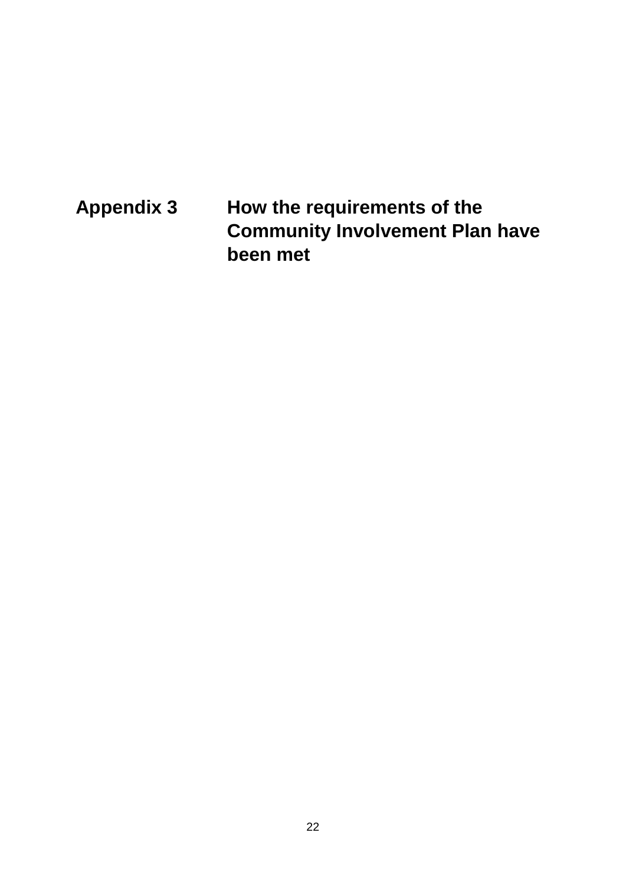# Appendix 3 How the requirements of the Community Involvement Plan have been met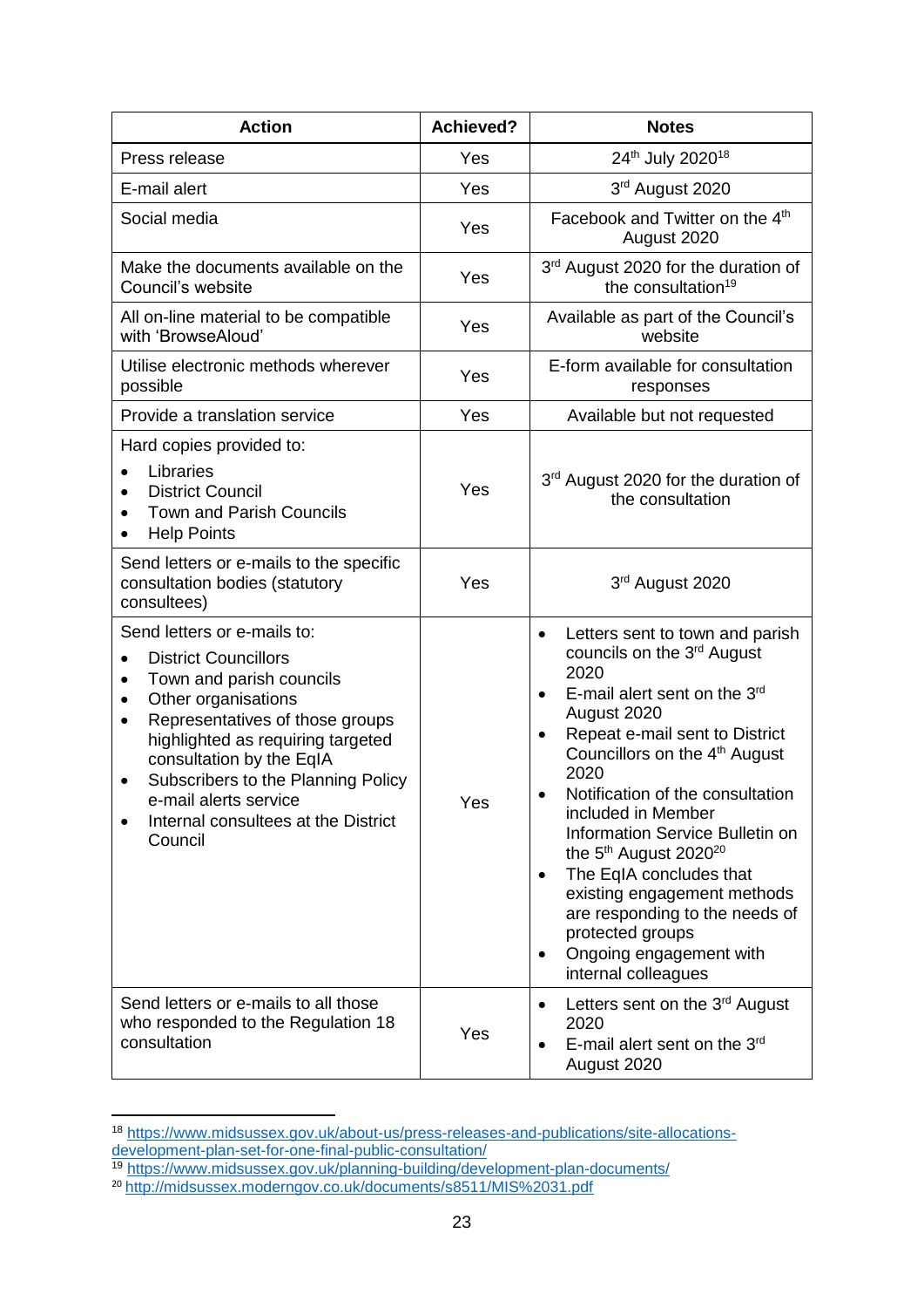| Action | Achieved? | Notes |
|---|---|---|
| Press release | Yes | 24th July 2020[18] |
| E-mail alert | Yes | 3rd August 2020 |
| Social media | Yes | Facebook and Twitter on the 4th August 2020 |
| Make the documents available on the Council's website | Yes | 3rd August 2020 for the duration of the consultation[19] |
| All on-line material to be compatible with 'BrowseAloud' | Yes | Available as part of the Council's website |
| Utilise electronic methods wherever possible | Yes | E-form available for consultation responses |
| Provide a translation service | Yes | Available but not requested |
| Hard copies provided to:<br>• Libraries<br>• District Council<br>• Town and Parish Councils<br>• Help Points | Yes | 3rd August 2020 for the duration of the consultation |
| Send letters or e-mails to the specific consultation bodies (statutory consultees) | Yes | 3rd August 2020 |
| Send letters or e-mails to:<br>• District Councillors<br>• Town and parish councils<br>• Other organisations<br>• Representatives of those groups highlighted as requiring targeted consultation by the EqIA<br>• Subscribers to the Planning Policy e-mail alerts service<br>• Internal consultees at the District Council | Yes | • Letters sent to town and parish councils on the 3rd August 2020<br>• E-mail alert sent on the 3rd August 2020<br>• Repeat e-mail sent to District Councillors on the 4th August 2020<br>• Notification of the consultation included in Member Information Service Bulletin on the 5th August 2020[20]<br>• The EqIA concludes that existing engagement methods are responding to the needs of protected groups<br>• Ongoing engagement with internal colleagues |
| Send letters or e-mails to all those who responded to the Regulation 18 consultation | Yes | • Letters sent on the 3rd August 2020<br>• E-mail alert sent on the 3rd August 2020 |

[18] https://www.midsussex.gov.uk/about-us/press-releases-and-publications/site-allocations-development-plan-set-for-one-final-public-consultation/

[19] https://www.midsussex.gov.uk/planning-building/development-plan-documents/

[20] http://midsussex.moderngov.co.uk/documents/s8511/MIS%2031.pdf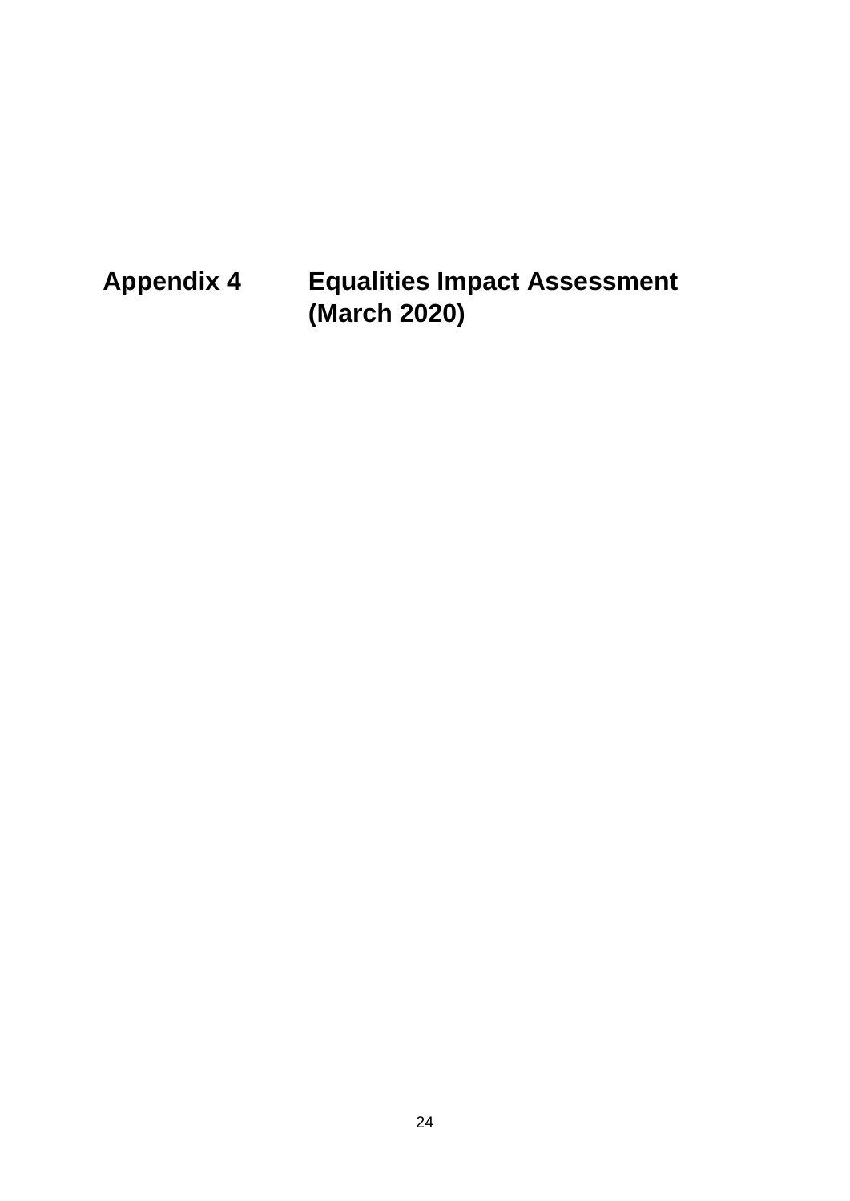# Appendix 4 Equalities Impact Assessment (March 2020)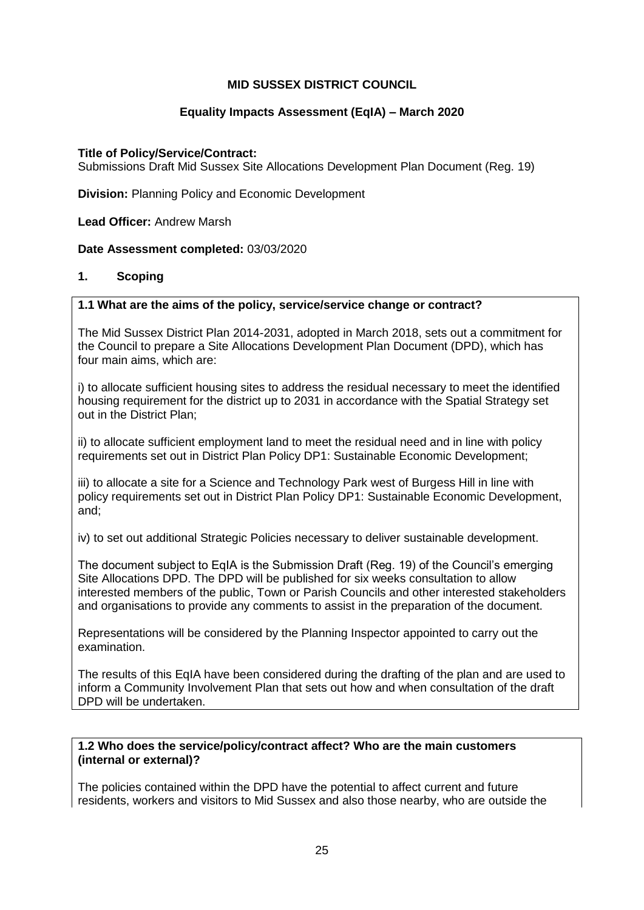**MID SUSSEX DISTRICT COUNCIL**

**Equality Impacts Assessment (EqIA) – March 2020**

**Title of Policy/Service/Contract:**
Submissions Draft Mid Sussex Site Allocations Development Plan Document (Reg. 19)

**Division:** Planning Policy and Economic Development

**Lead Officer:** Andrew Marsh

**Date Assessment completed:** 03/03/2020

## 1. Scoping

**1.1 What are the aims of the policy, service/service change or contract?**

The Mid Sussex District Plan 2014-2031, adopted in March 2018, sets out a commitment for the Council to prepare a Site Allocations Development Plan Document (DPD), which has four main aims, which are:

i) to allocate sufficient housing sites to address the residual necessary to meet the identified housing requirement for the district up to 2031 in accordance with the Spatial Strategy set out in the District Plan;

ii) to allocate sufficient employment land to meet the residual need and in line with policy requirements set out in District Plan Policy DP1: Sustainable Economic Development;

iii) to allocate a site for a Science and Technology Park west of Burgess Hill in line with policy requirements set out in District Plan Policy DP1: Sustainable Economic Development, and;

iv) to set out additional Strategic Policies necessary to deliver sustainable development.

The document subject to EqIA is the Submission Draft (Reg. 19) of the Council's emerging Site Allocations DPD. The DPD will be published for six weeks consultation to allow interested members of the public, Town or Parish Councils and other interested stakeholders and organisations to provide any comments to assist in the preparation of the document.

Representations will be considered by the Planning Inspector appointed to carry out the examination.

The results of this EqIA have been considered during the drafting of the plan and are used to inform a Community Involvement Plan that sets out how and when consultation of the draft DPD will be undertaken.

**1.2 Who does the service/policy/contract affect? Who are the main customers (internal or external)?**

The policies contained within the DPD have the potential to affect current and future residents, workers and visitors to Mid Sussex and also those nearby, who are outside the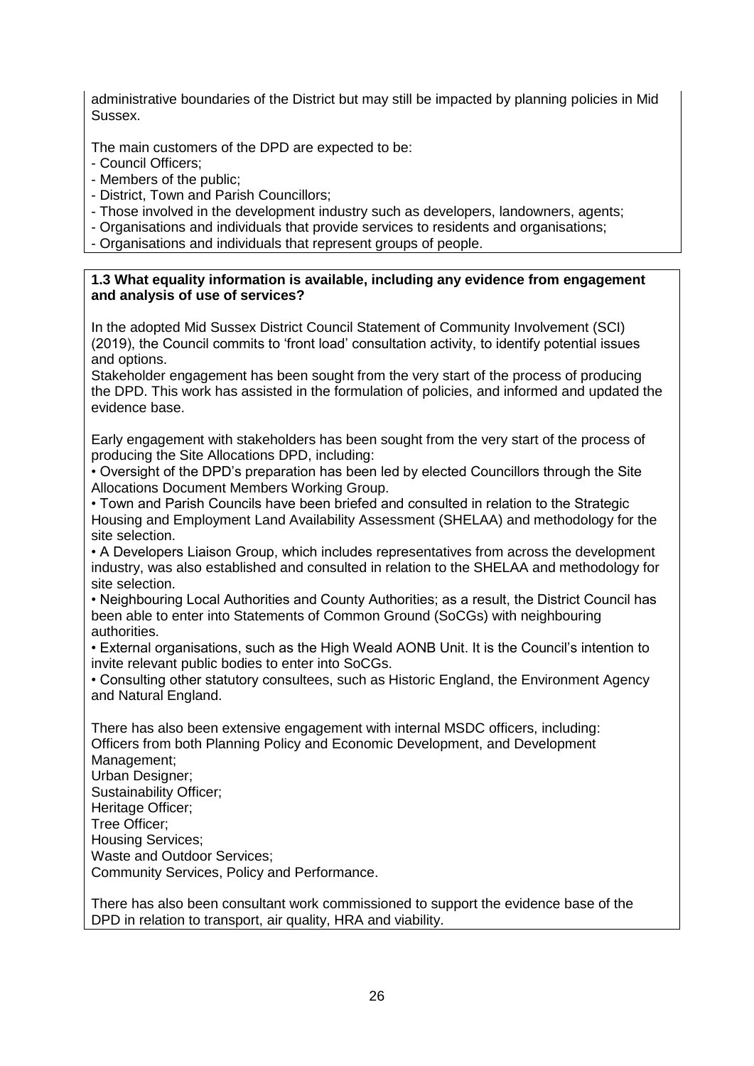administrative boundaries of the District but may still be impacted by planning policies in Mid Sussex.

The main customers of the DPD are expected to be:

- Council Officers;
- Members of the public;
- District, Town and Parish Councillors;
- Those involved in the development industry such as developers, landowners, agents;
- Organisations and individuals that provide services to residents and organisations;
- Organisations and individuals that represent groups of people.

**1.3 What equality information is available, including any evidence from engagement and analysis of use of services?**

In the adopted Mid Sussex District Council Statement of Community Involvement (SCI) (2019), the Council commits to 'front load' consultation activity, to identify potential issues and options.
Stakeholder engagement has been sought from the very start of the process of producing the DPD. This work has assisted in the formulation of policies, and informed and updated the evidence base.

Early engagement with stakeholders has been sought from the very start of the process of producing the Site Allocations DPD, including:

- Oversight of the DPD's preparation has been led by elected Councillors through the Site Allocations Document Members Working Group.
- Town and Parish Councils have been briefed and consulted in relation to the Strategic Housing and Employment Land Availability Assessment (SHELAA) and methodology for the site selection.
- A Developers Liaison Group, which includes representatives from across the development industry, was also established and consulted in relation to the SHELAA and methodology for site selection.
- Neighbouring Local Authorities and County Authorities; as a result, the District Council has been able to enter into Statements of Common Ground (SoCGs) with neighbouring authorities.
- External organisations, such as the High Weald AONB Unit. It is the Council's intention to invite relevant public bodies to enter into SoCGs.
- Consulting other statutory consultees, such as Historic England, the Environment Agency and Natural England.

There has also been extensive engagement with internal MSDC officers, including:
Officers from both Planning Policy and Economic Development, and Development Management;
Urban Designer;
Sustainability Officer;
Heritage Officer;
Tree Officer;
Housing Services;
Waste and Outdoor Services;
Community Services, Policy and Performance.

There has also been consultant work commissioned to support the evidence base of the DPD in relation to transport, air quality, HRA and viability.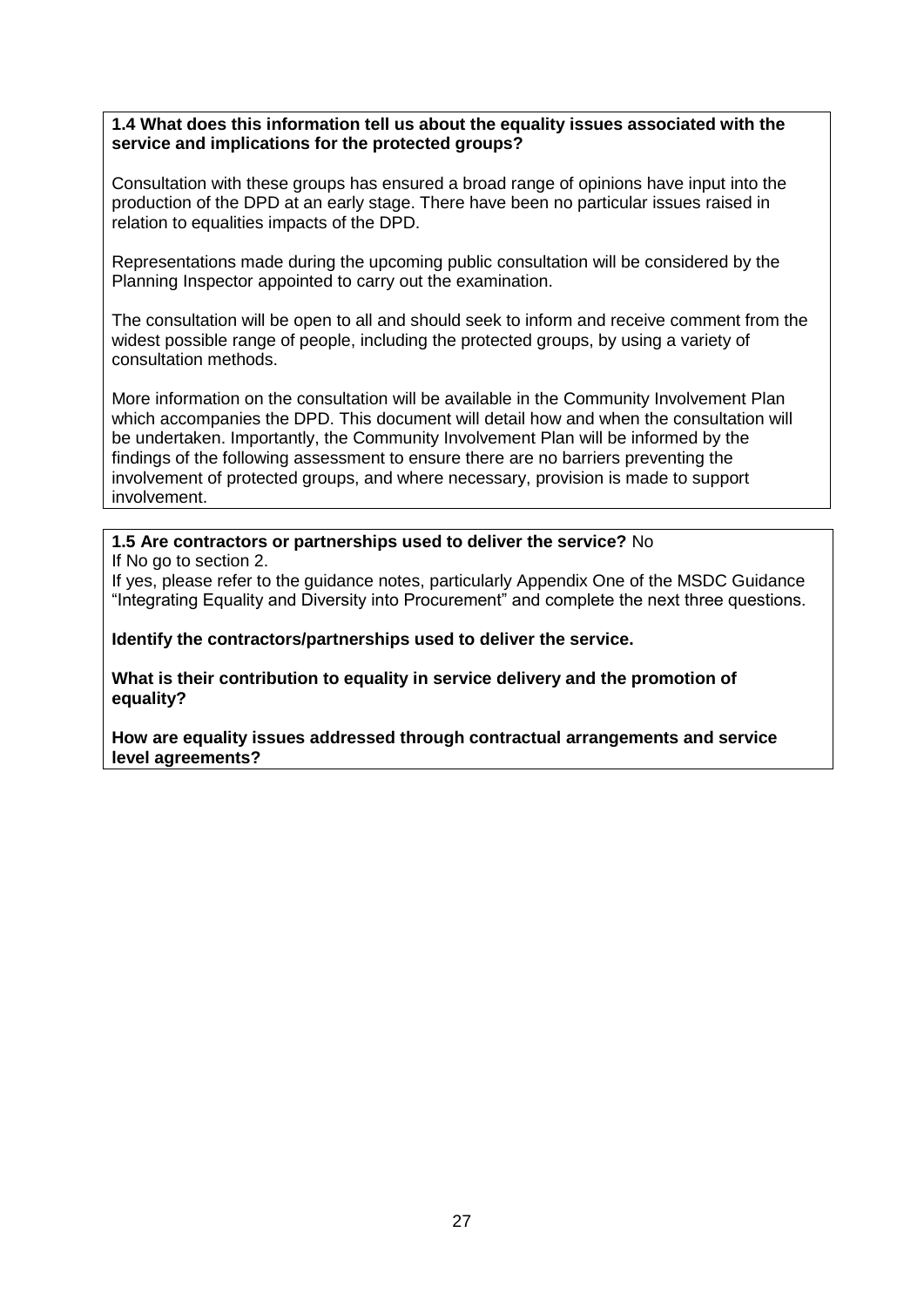**1.4 What does this information tell us about the equality issues associated with the service and implications for the protected groups?**

Consultation with these groups has ensured a broad range of opinions have input into the production of the DPD at an early stage. There have been no particular issues raised in relation to equalities impacts of the DPD.

Representations made during the upcoming public consultation will be considered by the Planning Inspector appointed to carry out the examination.

The consultation will be open to all and should seek to inform and receive comment from the widest possible range of people, including the protected groups, by using a variety of consultation methods.

More information on the consultation will be available in the Community Involvement Plan which accompanies the DPD. This document will detail how and when the consultation will be undertaken. Importantly, the Community Involvement Plan will be informed by the findings of the following assessment to ensure there are no barriers preventing the involvement of protected groups, and where necessary, provision is made to support involvement.

**1.5 Are contractors or partnerships used to deliver the service?** No

If No go to section 2.

If yes, please refer to the guidance notes, particularly Appendix One of the MSDC Guidance "Integrating Equality and Diversity into Procurement" and complete the next three questions.

**Identify the contractors/partnerships used to deliver the service.**

**What is their contribution to equality in service delivery and the promotion of equality?**

**How are equality issues addressed through contractual arrangements and service level agreements?**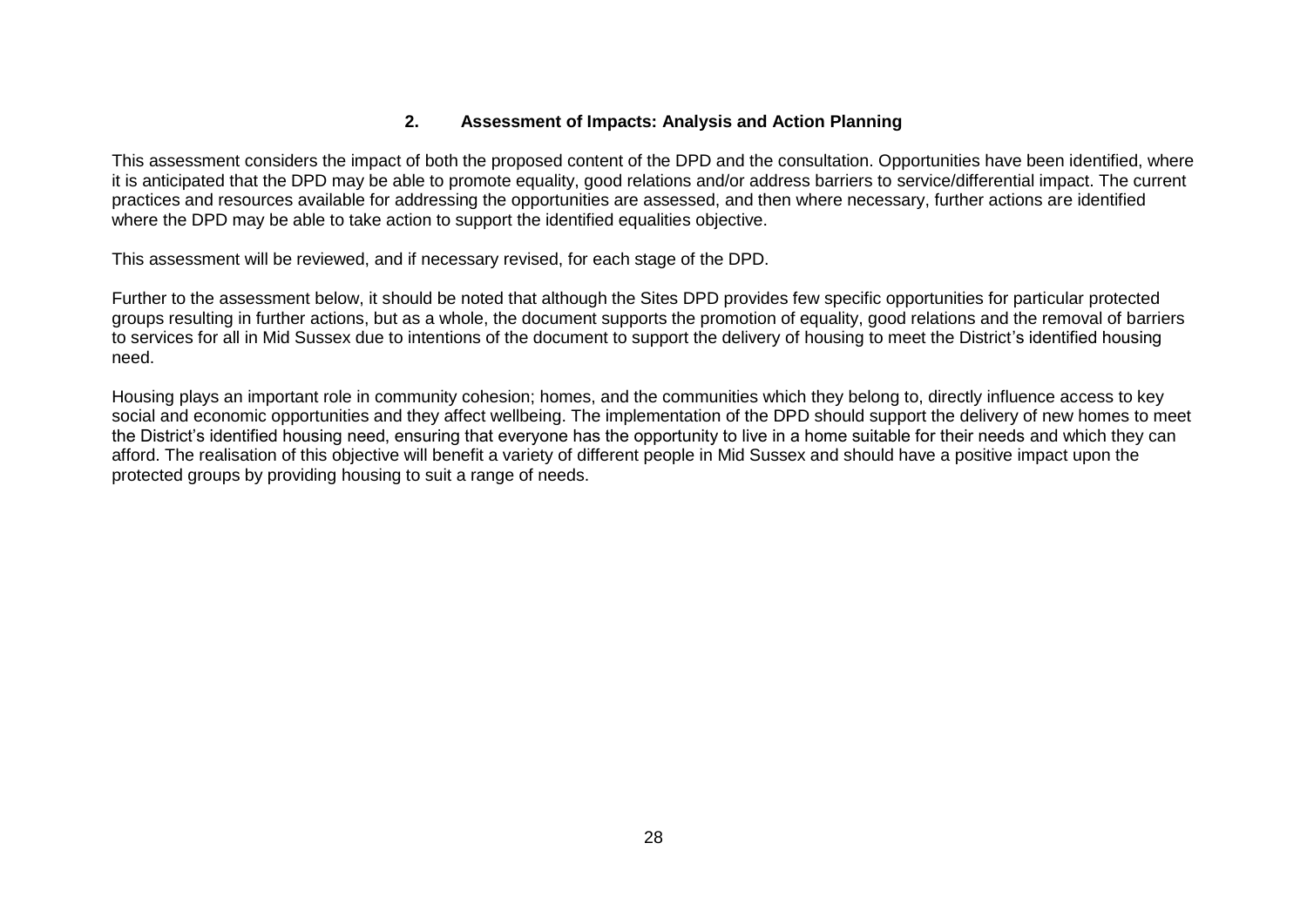## 2. Assessment of Impacts: Analysis and Action Planning

This assessment considers the impact of both the proposed content of the DPD and the consultation. Opportunities have been identified, where it is anticipated that the DPD may be able to promote equality, good relations and/or address barriers to service/differential impact. The current practices and resources available for addressing the opportunities are assessed, and then where necessary, further actions are identified where the DPD may be able to take action to support the identified equalities objective.

This assessment will be reviewed, and if necessary revised, for each stage of the DPD.

Further to the assessment below, it should be noted that although the Sites DPD provides few specific opportunities for particular protected groups resulting in further actions, but as a whole, the document supports the promotion of equality, good relations and the removal of barriers to services for all in Mid Sussex due to intentions of the document to support the delivery of housing to meet the District's identified housing need.

Housing plays an important role in community cohesion; homes, and the communities which they belong to, directly influence access to key social and economic opportunities and they affect wellbeing. The implementation of the DPD should support the delivery of new homes to meet the District's identified housing need, ensuring that everyone has the opportunity to live in a home suitable for their needs and which they can afford. The realisation of this objective will benefit a variety of different people in Mid Sussex and should have a positive impact upon the protected groups by providing housing to suit a range of needs.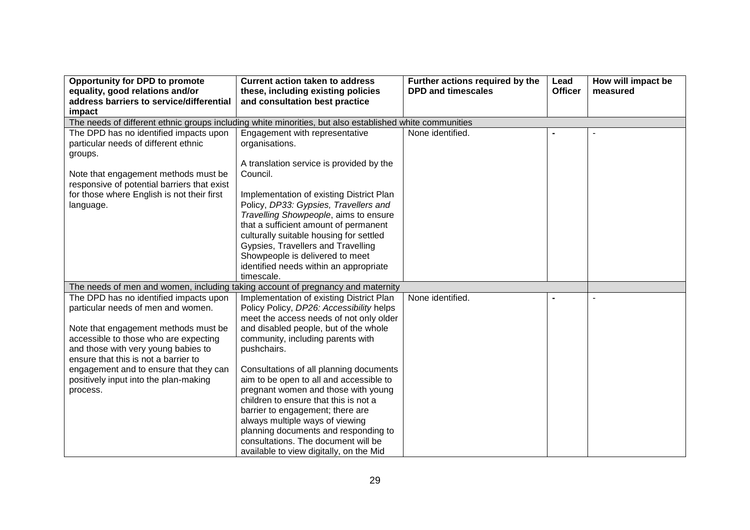| Opportunity for DPD to promote equality, good relations and/or address barriers to service/differential impact | Current action taken to address these, including existing policies and consultation best practice | Further actions required by the DPD and timescales | Lead Officer | How will impact be measured |
|---|---|---|---|---|
| The needs of different ethnic groups including white minorities, but also established white communities | | | | |
| The DPD has no identified impacts upon particular needs of different ethnic groups.<br><br>Note that engagement methods must be responsive of potential barriers that exist for those where English is not their first language. | Engagement with representative organisations.<br><br>A translation service is provided by the Council.<br><br>Implementation of existing District Plan Policy, *DP33: Gypsies, Travellers and Travelling Showpeople*, aims to ensure that a sufficient amount of permanent culturally suitable housing for settled Gypsies, Travellers and Travelling Showpeople is delivered to meet identified needs within an appropriate timescale. | None identified. | - | - |
| The needs of men and women, including taking account of pregnancy and maternity | | | | |
| The DPD has no identified impacts upon particular needs of men and women.<br><br>Note that engagement methods must be accessible to those who are expecting and those with very young babies to ensure that this is not a barrier to engagement and to ensure that they can positively input into the plan-making process. | Implementation of existing District Plan Policy Policy, *DP26: Accessibility* helps meet the access needs of not only older and disabled people, but of the whole community, including parents with pushchairs.<br><br>Consultations of all planning documents aim to be open to all and accessible to pregnant women and those with young children to ensure that this is not a barrier to engagement; there are always multiple ways of viewing planning documents and responding to consultations. The document will be available to view digitally, on the Mid | None identified. | - | - |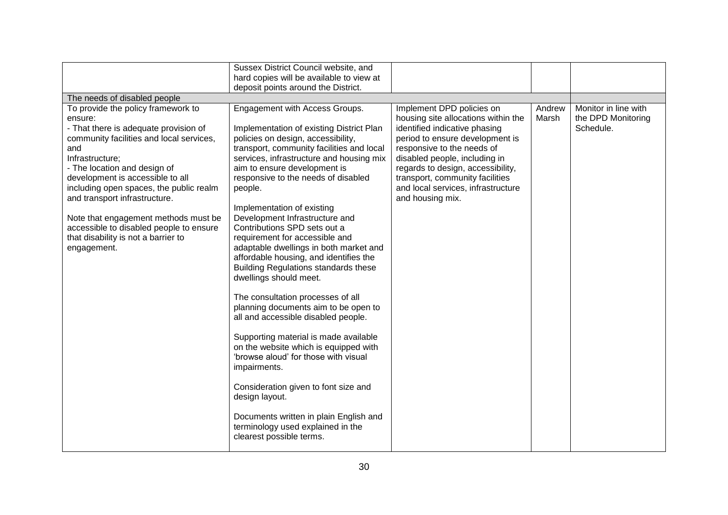| | | | | |
|---|---|---|---|---|
| | Sussex District Council website, and hard copies will be available to view at deposit points around the District. | | | |
| The needs of disabled people | | | | |
| To provide the policy framework to ensure:<br>- That there is adequate provision of community facilities and local services, and<br>Infrastructure;<br>- The location and design of development is accessible to all including open spaces, the public realm and transport infrastructure.<br><br>Note that engagement methods must be accessible to disabled people to ensure that disability is not a barrier to engagement. | Engagement with Access Groups.<br><br>Implementation of existing District Plan policies on design, accessibility, transport, community facilities and local services, infrastructure and housing mix aim to ensure development is responsive to the needs of disabled people.<br><br>Implementation of existing Development Infrastructure and Contributions SPD sets out a requirement for accessible and adaptable dwellings in both market and affordable housing, and identifies the Building Regulations standards these dwellings should meet.<br><br>The consultation processes of all planning documents aim to be open to all and accessible disabled people.<br><br>Supporting material is made available on the website which is equipped with 'browse aloud' for those with visual impairments.<br><br>Consideration given to font size and design layout.<br><br>Documents written in plain English and terminology used explained in the clearest possible terms. | Implement DPD policies on housing site allocations within the identified indicative phasing period to ensure development is responsive to the needs of disabled people, including in regards to design, accessibility, transport, community facilities and local services, infrastructure and housing mix. | Andrew Marsh | Monitor in line with the DPD Monitoring Schedule. |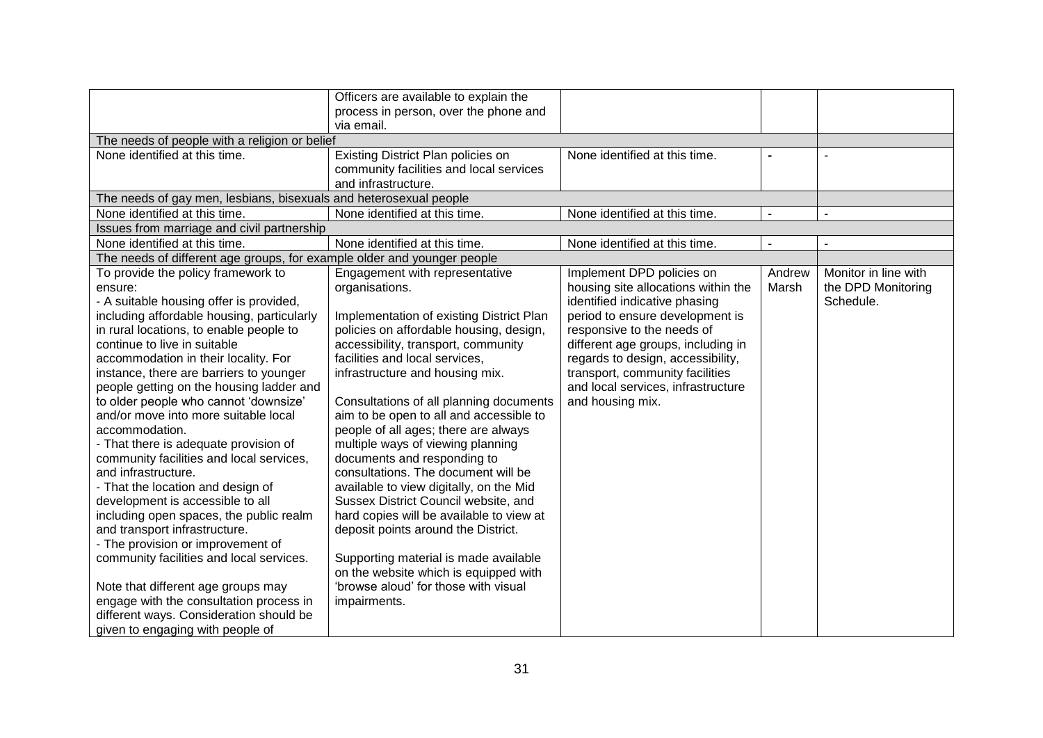| | | | | |
|---|---|---|---|---|
| | Officers are available to explain the process in person, over the phone and via email. | | | |
| The needs of people with a religion or belief | | | | |
| None identified at this time. | Existing District Plan policies on community facilities and local services and infrastructure. | None identified at this time. | - | - |
| The needs of gay men, lesbians, bisexuals and heterosexual people | | | | |
| None identified at this time. | None identified at this time. | None identified at this time. | - | - |
| Issues from marriage and civil partnership | | | | |
| None identified at this time. | None identified at this time. | None identified at this time. | - | - |
| The needs of different age groups, for example older and younger people | | | | |
| To provide the policy framework to ensure:<br>- A suitable housing offer is provided, including affordable housing, particularly in rural locations, to enable people to continue to live in suitable accommodation in their locality. For instance, there are barriers to younger people getting on the housing ladder and to older people who cannot 'downsize' and/or move into more suitable local accommodation.<br>- That there is adequate provision of community facilities and local services, and infrastructure.<br>- That the location and design of development is accessible to all including open spaces, the public realm and transport infrastructure.<br>- The provision or improvement of community facilities and local services.<br><br>Note that different age groups may engage with the consultation process in different ways. Consideration should be given to engaging with people of | Engagement with representative organisations.<br><br>Implementation of existing District Plan policies on affordable housing, design, accessibility, transport, community facilities and local services, infrastructure and housing mix.<br><br>Consultations of all planning documents aim to be open to all and accessible to people of all ages; there are always multiple ways of viewing planning documents and responding to consultations. The document will be available to view digitally, on the Mid Sussex District Council website, and hard copies will be available to view at deposit points around the District.<br><br>Supporting material is made available on the website which is equipped with 'browse aloud' for those with visual impairments. | Implement DPD policies on housing site allocations within the identified indicative phasing period to ensure development is responsive to the needs of different age groups, including in regards to design, accessibility, transport, community facilities and local services, infrastructure and housing mix. | Andrew Marsh | Monitor in line with the DPD Monitoring Schedule. |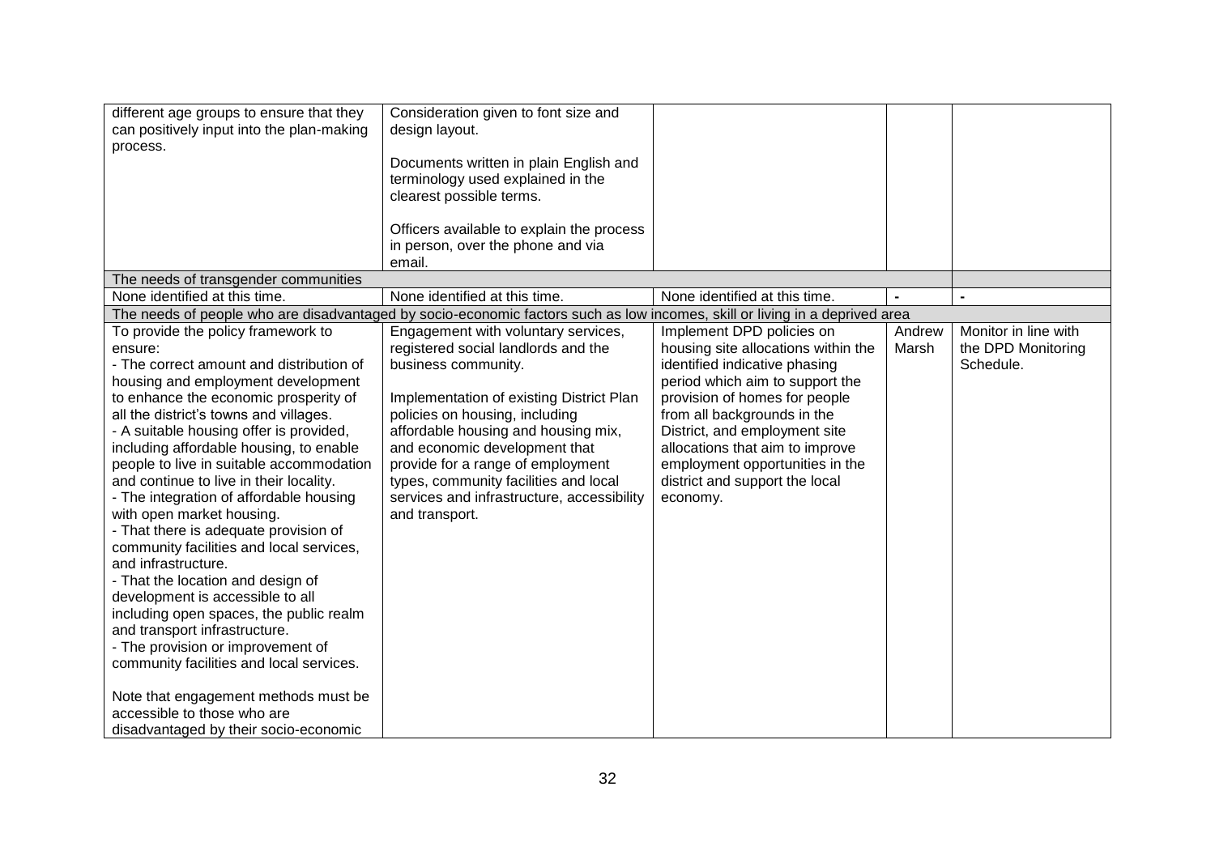| | | | | |
|---|---|---|---|---|
| different age groups to ensure that they can positively input into the plan-making process. | Consideration given to font size and design layout.<br><br>Documents written in plain English and terminology used explained in the clearest possible terms.<br><br>Officers available to explain the process in person, over the phone and via email. | | | |
| The needs of transgender communities | | | | |
| None identified at this time. | None identified at this time. | None identified at this time. | - | - |
| The needs of people who are disadvantaged by socio-economic factors such as low incomes, skill or living in a deprived area | | | | |
| To provide the policy framework to ensure:<br>- The correct amount and distribution of housing and employment development to enhance the economic prosperity of all the district's towns and villages.<br>- A suitable housing offer is provided, including affordable housing, to enable people to live in suitable accommodation and continue to live in their locality.<br>- The integration of affordable housing with open market housing.<br>- That there is adequate provision of community facilities and local services, and infrastructure.<br>- That the location and design of development is accessible to all including open spaces, the public realm and transport infrastructure.<br>- The provision or improvement of community facilities and local services.<br><br>Note that engagement methods must be accessible to those who are disadvantaged by their socio-economic | Engagement with voluntary services, registered social landlords and the business community.<br><br>Implementation of existing District Plan policies on housing, including affordable housing and housing mix, and economic development that provide for a range of employment types, community facilities and local services and infrastructure, accessibility and transport. | Implement DPD policies on housing site allocations within the identified indicative phasing period which aim to support the provision of homes for people from all backgrounds in the District, and employment site allocations that aim to improve employment opportunities in the district and support the local economy. | Andrew Marsh | Monitor in line with the DPD Monitoring Schedule. |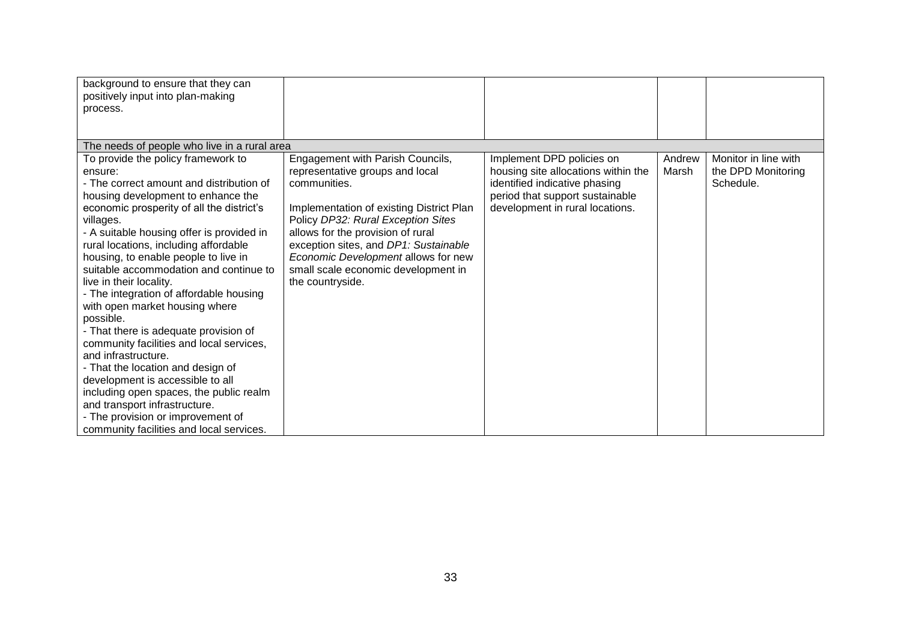| | | | | |
|---|---|---|---|---|
| background to ensure that they can positively input into plan-making process. | | | | |
| The needs of people who live in a rural area | | | | |
| To provide the policy framework to ensure:<br>- The correct amount and distribution of housing development to enhance the economic prosperity of all the district's villages.<br>- A suitable housing offer is provided in rural locations, including affordable housing, to enable people to live in suitable accommodation and continue to live in their locality.<br>- The integration of affordable housing with open market housing where possible.<br>- That there is adequate provision of community facilities and local services, and infrastructure.<br>- That the location and design of development is accessible to all including open spaces, the public realm and transport infrastructure.<br>- The provision or improvement of community facilities and local services. | Engagement with Parish Councils, representative groups and local communities.<br><br>Implementation of existing District Plan Policy *DP32: Rural Exception Sites* allows for the provision of rural exception sites, and *DP1: Sustainable Economic Development* allows for new small scale economic development in the countryside. | Implement DPD policies on housing site allocations within the identified indicative phasing period that support sustainable development in rural locations. | Andrew Marsh | Monitor in line with the DPD Monitoring Schedule. |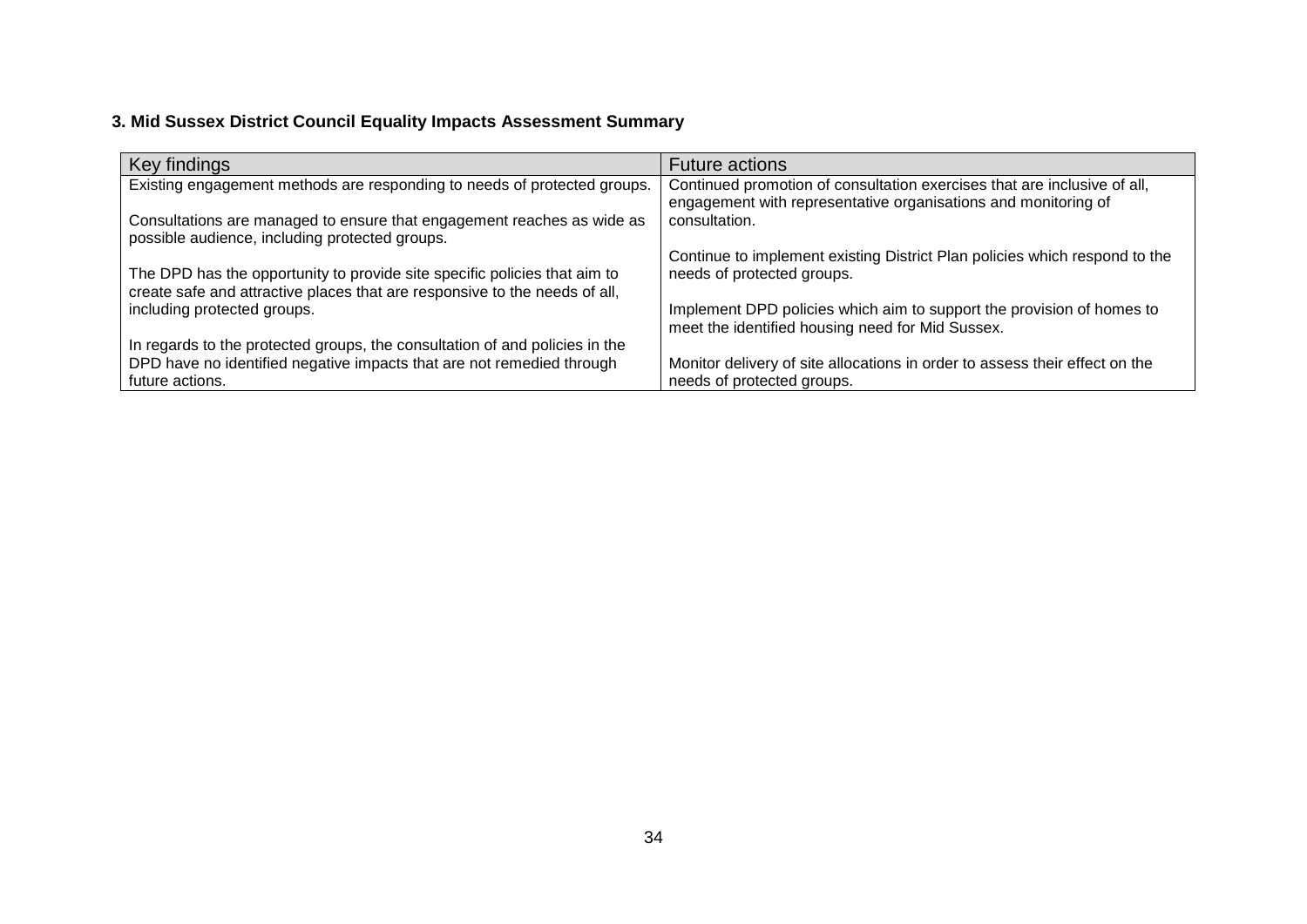### 3. Mid Sussex District Council Equality Impacts Assessment Summary

| Key findings | Future actions |
|---|---|
| Existing engagement methods are responding to needs of protected groups.<br><br>Consultations are managed to ensure that engagement reaches as wide as possible audience, including protected groups.<br><br>The DPD has the opportunity to provide site specific policies that aim to create safe and attractive places that are responsive to the needs of all, including protected groups.<br><br>In regards to the protected groups, the consultation of and policies in the DPD have no identified negative impacts that are not remedied through future actions. | Continued promotion of consultation exercises that are inclusive of all, engagement with representative organisations and monitoring of consultation.<br><br>Continue to implement existing District Plan policies which respond to the needs of protected groups.<br><br>Implement DPD policies which aim to support the provision of homes to meet the identified housing need for Mid Sussex.<br><br>Monitor delivery of site allocations in order to assess their effect on the needs of protected groups. |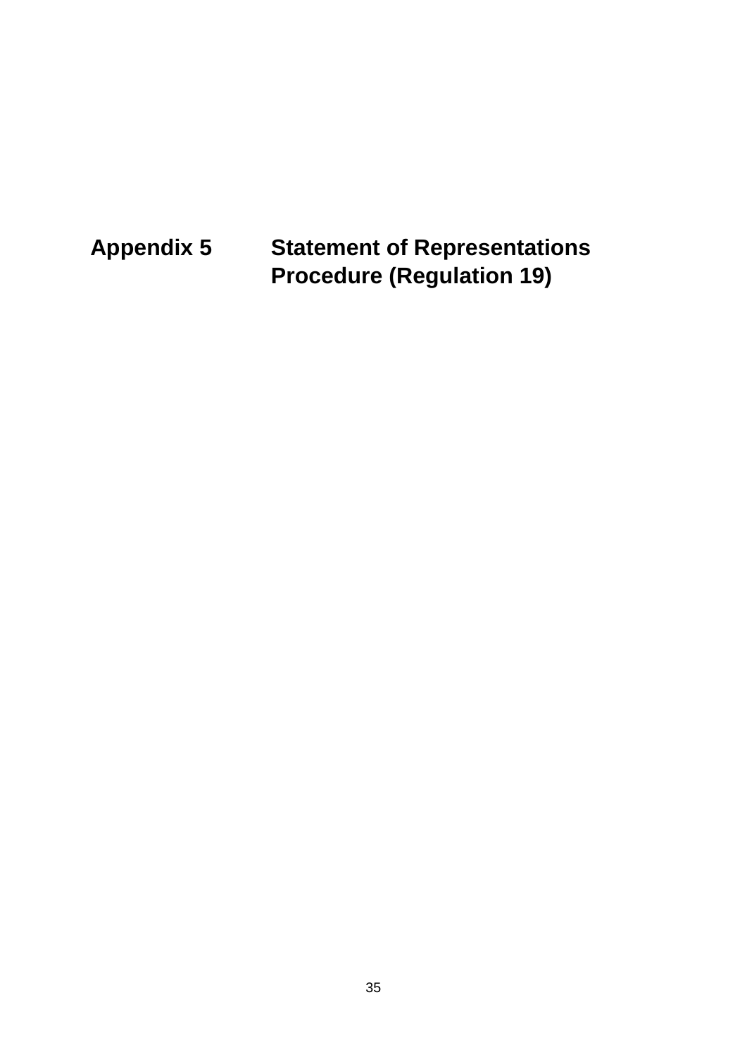# Appendix 5 Statement of Representations Procedure (Regulation 19)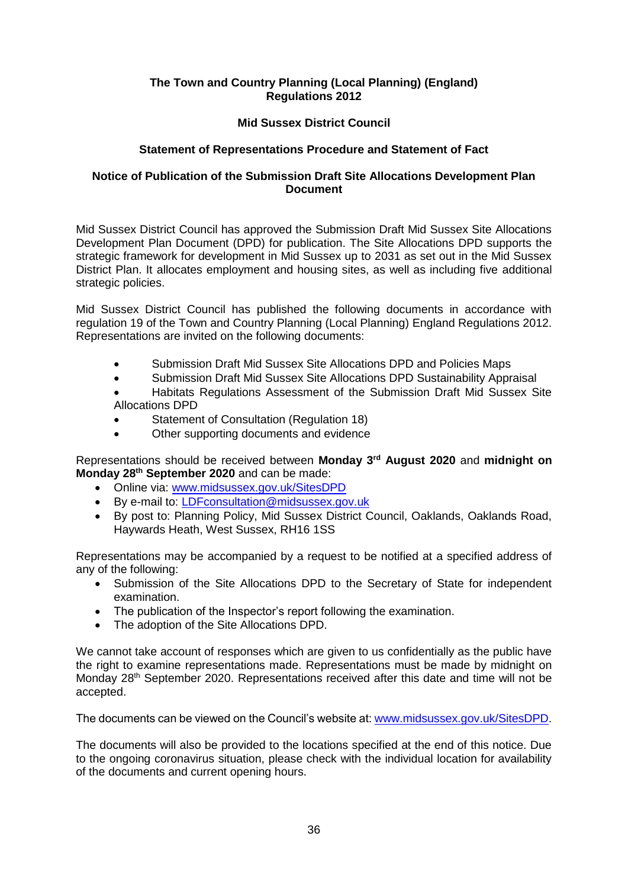**The Town and Country Planning (Local Planning) (England) Regulations 2012**

**Mid Sussex District Council**

**Statement of Representations Procedure and Statement of Fact**

**Notice of Publication of the Submission Draft Site Allocations Development Plan Document**

Mid Sussex District Council has approved the Submission Draft Mid Sussex Site Allocations Development Plan Document (DPD) for publication. The Site Allocations DPD supports the strategic framework for development in Mid Sussex up to 2031 as set out in the Mid Sussex District Plan. It allocates employment and housing sites, as well as including five additional strategic policies.

Mid Sussex District Council has published the following documents in accordance with regulation 19 of the Town and Country Planning (Local Planning) England Regulations 2012. Representations are invited on the following documents:

- Submission Draft Mid Sussex Site Allocations DPD and Policies Maps
- Submission Draft Mid Sussex Site Allocations DPD Sustainability Appraisal
- Habitats Regulations Assessment of the Submission Draft Mid Sussex Site Allocations DPD
- Statement of Consultation (Regulation 18)
- Other supporting documents and evidence

Representations should be received between **Monday 3rd August 2020** and **midnight on Monday 28th September 2020** and can be made:

- Online via: [www.midsussex.gov.uk/SitesDPD](http://www.midsussex.gov.uk/SitesDPD)
- By e-mail to: [LDFconsultation@midsussex.gov.uk](mailto:LDFconsultation@midsussex.gov.uk)
- By post to: Planning Policy, Mid Sussex District Council, Oaklands, Oaklands Road, Haywards Heath, West Sussex, RH16 1SS

Representations may be accompanied by a request to be notified at a specified address of any of the following:

- Submission of the Site Allocations DPD to the Secretary of State for independent examination.
- The publication of the Inspector's report following the examination.
- The adoption of the Site Allocations DPD.

We cannot take account of responses which are given to us confidentially as the public have the right to examine representations made. Representations must be made by midnight on Monday 28th September 2020. Representations received after this date and time will not be accepted.

The documents can be viewed on the Council's website at: [www.midsussex.gov.uk/SitesDPD](http://www.midsussex.gov.uk/SitesDPD).

The documents will also be provided to the locations specified at the end of this notice. Due to the ongoing coronavirus situation, please check with the individual location for availability of the documents and current opening hours.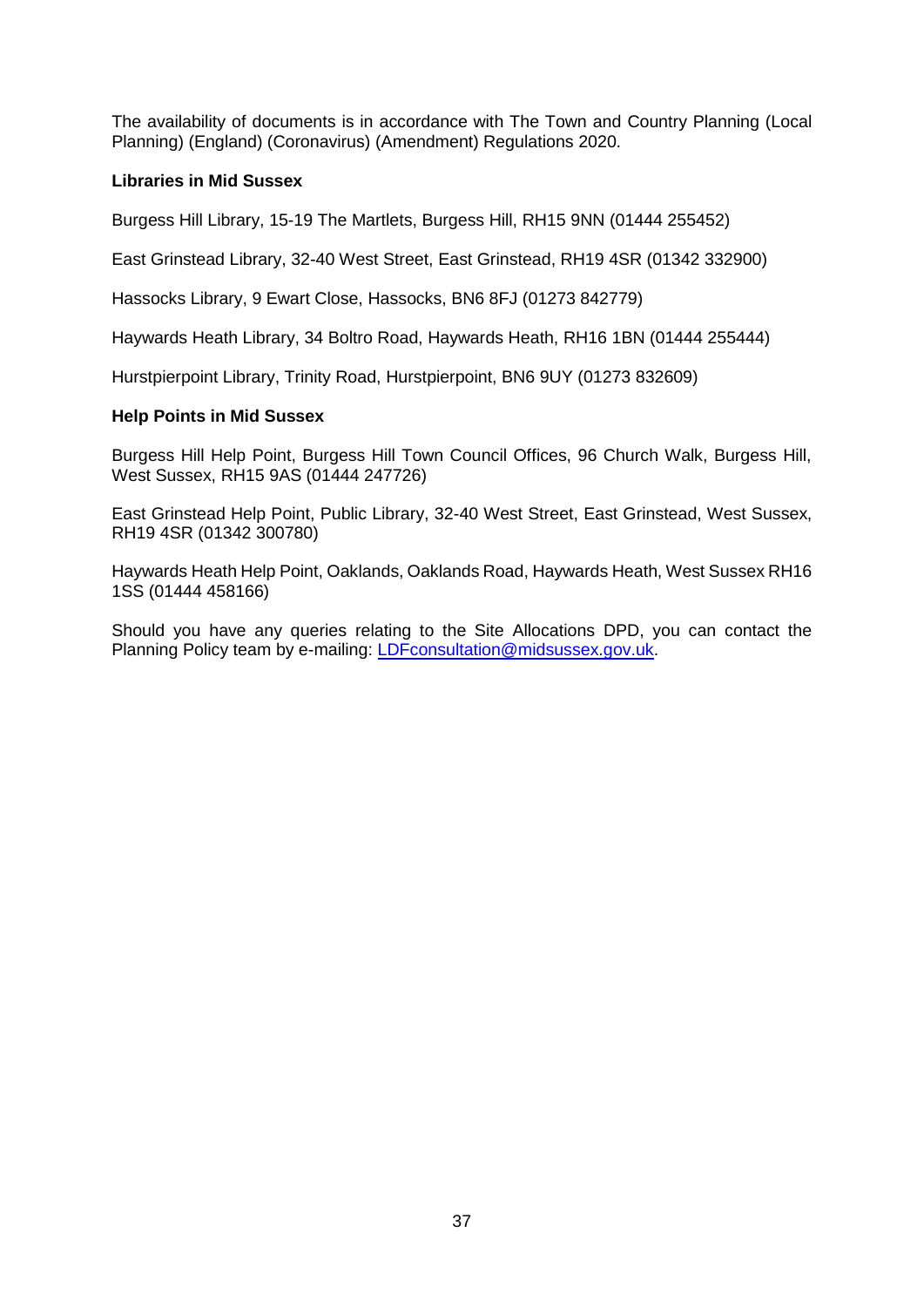The availability of documents is in accordance with The Town and Country Planning (Local Planning) (England) (Coronavirus) (Amendment) Regulations 2020.

**Libraries in Mid Sussex**

Burgess Hill Library, 15-19 The Martlets, Burgess Hill, RH15 9NN (01444 255452)

East Grinstead Library, 32-40 West Street, East Grinstead, RH19 4SR (01342 332900)

Hassocks Library, 9 Ewart Close, Hassocks, BN6 8FJ (01273 842779)

Haywards Heath Library, 34 Boltro Road, Haywards Heath, RH16 1BN (01444 255444)

Hurstpierpoint Library, Trinity Road, Hurstpierpoint, BN6 9UY (01273 832609)

**Help Points in Mid Sussex**

Burgess Hill Help Point, Burgess Hill Town Council Offices, 96 Church Walk, Burgess Hill, West Sussex, RH15 9AS (01444 247726)

East Grinstead Help Point, Public Library, 32-40 West Street, East Grinstead, West Sussex, RH19 4SR (01342 300780)

Haywards Heath Help Point, Oaklands, Oaklands Road, Haywards Heath, West Sussex RH16 1SS (01444 458166)

Should you have any queries relating to the Site Allocations DPD, you can contact the Planning Policy team by e-mailing: LDFconsultation@midsussex.gov.uk.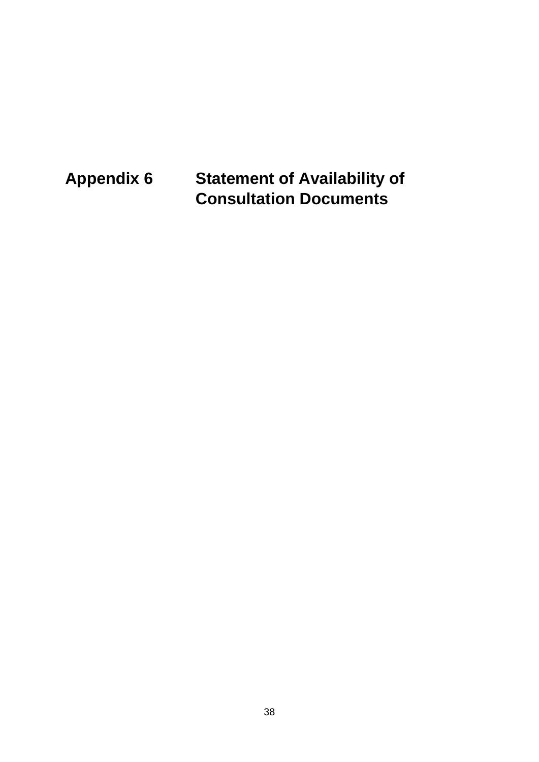# Appendix 6 Statement of Availability of Consultation Documents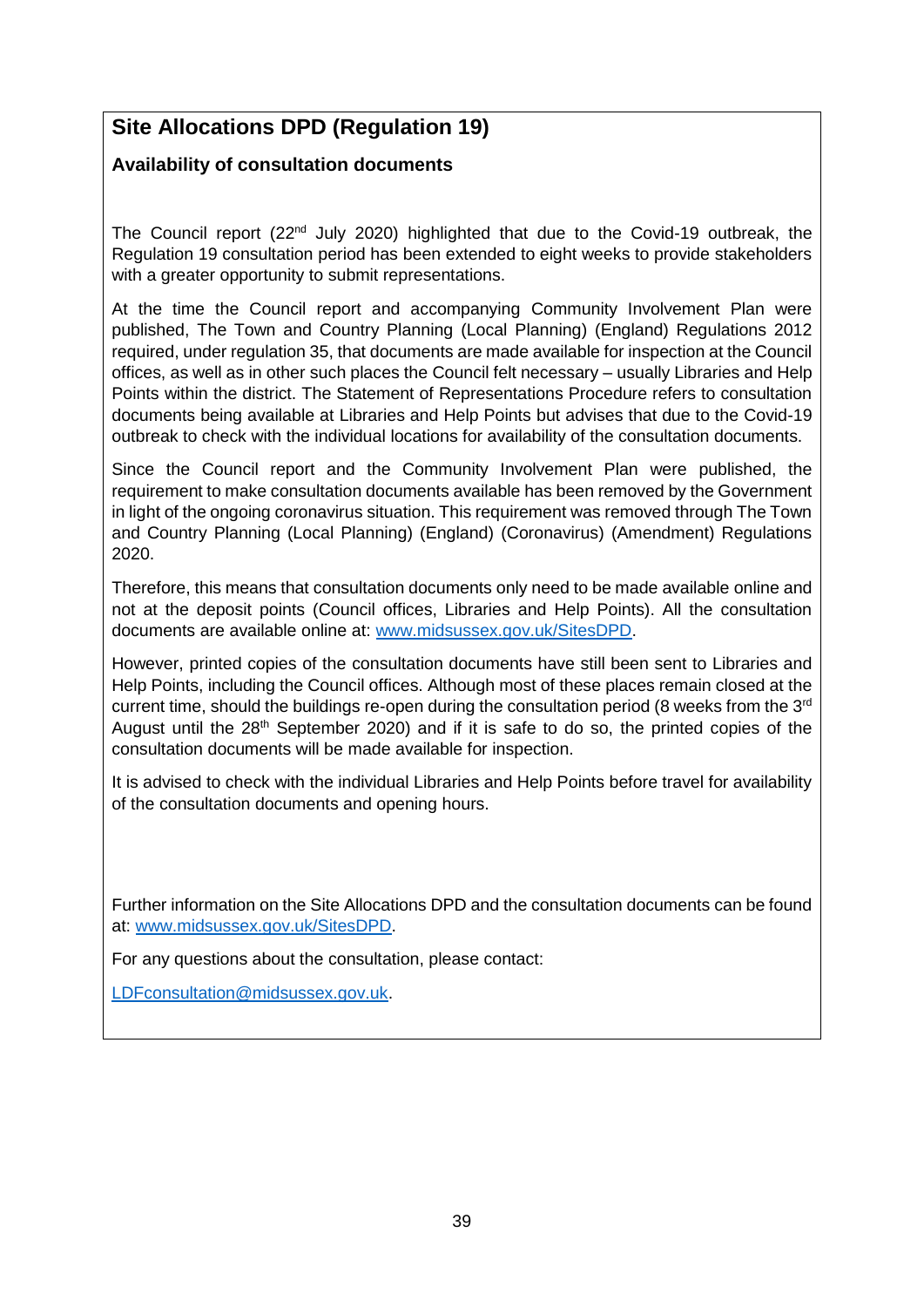## Site Allocations DPD (Regulation 19)

### Availability of consultation documents

The Council report (22nd July 2020) highlighted that due to the Covid-19 outbreak, the Regulation 19 consultation period has been extended to eight weeks to provide stakeholders with a greater opportunity to submit representations.

At the time the Council report and accompanying Community Involvement Plan were published, The Town and Country Planning (Local Planning) (England) Regulations 2012 required, under regulation 35, that documents are made available for inspection at the Council offices, as well as in other such places the Council felt necessary – usually Libraries and Help Points within the district. The Statement of Representations Procedure refers to consultation documents being available at Libraries and Help Points but advises that due to the Covid-19 outbreak to check with the individual locations for availability of the consultation documents.

Since the Council report and the Community Involvement Plan were published, the requirement to make consultation documents available has been removed by the Government in light of the ongoing coronavirus situation. This requirement was removed through The Town and Country Planning (Local Planning) (England) (Coronavirus) (Amendment) Regulations 2020.

Therefore, this means that consultation documents only need to be made available online and not at the deposit points (Council offices, Libraries and Help Points). All the consultation documents are available online at: www.midsussex.gov.uk/SitesDPD.

However, printed copies of the consultation documents have still been sent to Libraries and Help Points, including the Council offices. Although most of these places remain closed at the current time, should the buildings re-open during the consultation period (8 weeks from the 3rd August until the 28th September 2020) and if it is safe to do so, the printed copies of the consultation documents will be made available for inspection.

It is advised to check with the individual Libraries and Help Points before travel for availability of the consultation documents and opening hours.

Further information on the Site Allocations DPD and the consultation documents can be found at: www.midsussex.gov.uk/SitesDPD.

For any questions about the consultation, please contact:

LDFconsultation@midsussex.gov.uk.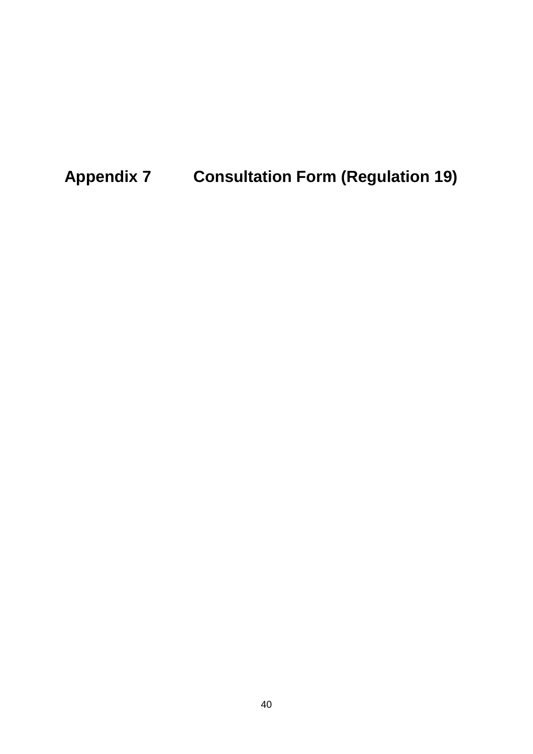# Appendix 7 Consultation Form (Regulation 19)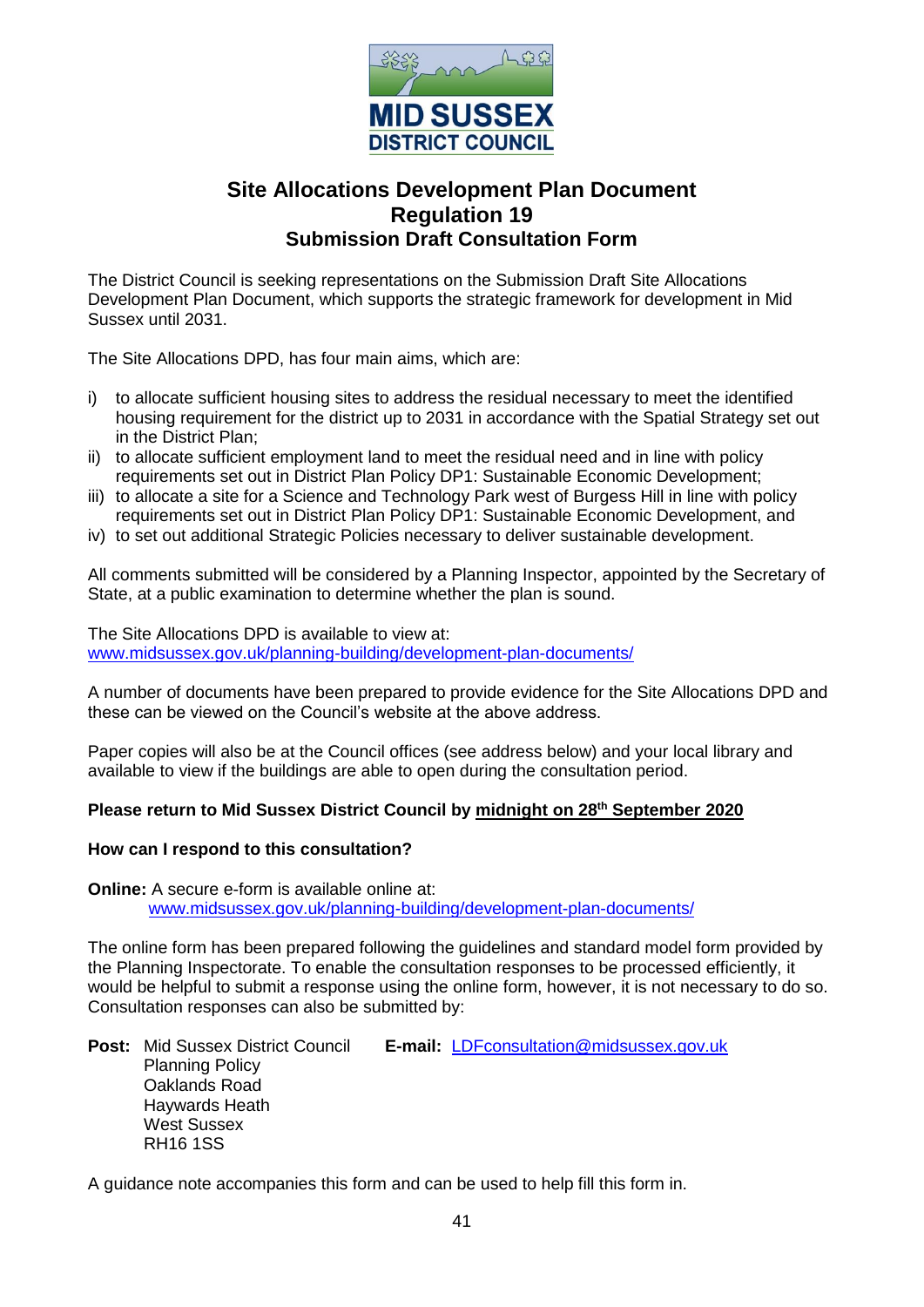MID SUSSEX
DISTRICT COUNCIL

# Site Allocations Development Plan Document
## Regulation 19
### Submission Draft Consultation Form

The District Council is seeking representations on the Submission Draft Site Allocations Development Plan Document, which supports the strategic framework for development in Mid Sussex until 2031.

The Site Allocations DPD, has four main aims, which are:

i) to allocate sufficient housing sites to address the residual necessary to meet the identified housing requirement for the district up to 2031 in accordance with the Spatial Strategy set out in the District Plan;
ii) to allocate sufficient employment land to meet the residual need and in line with policy requirements set out in District Plan Policy DP1: Sustainable Economic Development;
iii) to allocate a site for a Science and Technology Park west of Burgess Hill in line with policy requirements set out in District Plan Policy DP1: Sustainable Economic Development, and
iv) to set out additional Strategic Policies necessary to deliver sustainable development.

All comments submitted will be considered by a Planning Inspector, appointed by the Secretary of State, at a public examination to determine whether the plan is sound.

The Site Allocations DPD is available to view at:
www.midsussex.gov.uk/planning-building/development-plan-documents/

A number of documents have been prepared to provide evidence for the Site Allocations DPD and these can be viewed on the Council's website at the above address.

Paper copies will also be at the Council offices (see address below) and your local library and available to view if the buildings are able to open during the consultation period.

**Please return to Mid Sussex District Council by midnight on 28th September 2020**

**How can I respond to this consultation?**

**Online:** A secure e-form is available online at:
www.midsussex.gov.uk/planning-building/development-plan-documents/

The online form has been prepared following the guidelines and standard model form provided by the Planning Inspectorate. To enable the consultation responses to be processed efficiently, it would be helpful to submit a response using the online form, however, it is not necessary to do so. Consultation responses can also be submitted by:

**Post:** Mid Sussex District Council
Planning Policy
Oaklands Road
Haywards Heath
West Sussex
RH16 1SS

**E-mail:** LDFconsultation@midsussex.gov.uk

A guidance note accompanies this form and can be used to help fill this form in.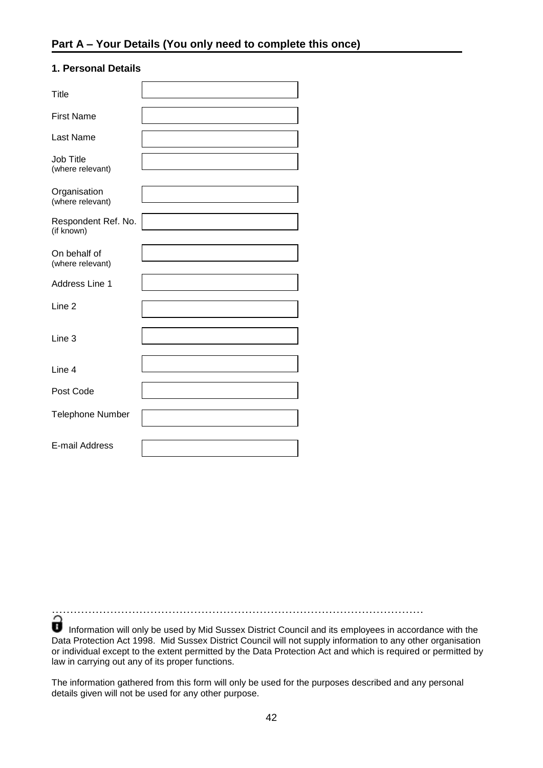## Part A – Your Details (You only need to complete this once)

### 1. Personal Details

| | |
|---|---|
| Title | |
| First Name | |
| Last Name | |
| Job Title (where relevant) | |
| Organisation (where relevant) | |
| Respondent Ref. No. (if known) | |
| On behalf of (where relevant) | |
| Address Line 1 | |
| Line 2 | |
| Line 3 | |
| Line 4 | |
| Post Code | |
| Telephone Number | |
| E-mail Address | |

…………………………………………………………………………………………

Information will only be used by Mid Sussex District Council and its employees in accordance with the Data Protection Act 1998. Mid Sussex District Council will not supply information to any other organisation or individual except to the extent permitted by the Data Protection Act and which is required or permitted by law in carrying out any of its proper functions.

The information gathered from this form will only be used for the purposes described and any personal details given will not be used for any other purpose.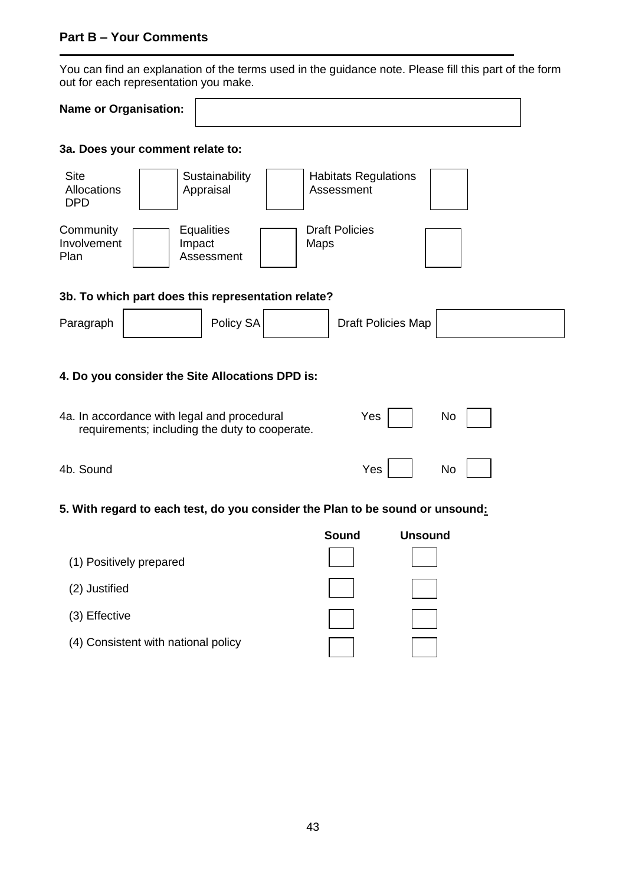## Part B – Your Comments

You can find an explanation of the terms used in the guidance note. Please fill this part of the form out for each representation you make.

**Name or Organisation:**

**3a. Does your comment relate to:**

| | | | | | |
|---|---|---|---|---|---|
| Site Allocations DPD | | Sustainability Appraisal | | Habitats Regulations Assessment | |
| Community Involvement Plan | | Equalities Impact Assessment | | Draft Policies Maps | |

**3b. To which part does this representation relate?**

| | | | | | |
|---|---|---|---|---|---|
| Paragraph | | Policy SA | | Draft Policies Map | |

**4. Do you consider the Site Allocations DPD is:**

| | | | | |
|---|---|---|---|---|
| 4a. In accordance with legal and procedural requirements; including the duty to cooperate. | Yes | | No | |
| 4b. Sound | Yes | | No | |

**5. With regard to each test, do you consider the Plan to be sound or unsound:**

| | **Sound** | **Unsound** |
|---|---|---|
| (1) Positively prepared | | |
| (2) Justified | | |
| (3) Effective | | |
| (4) Consistent with national policy | | |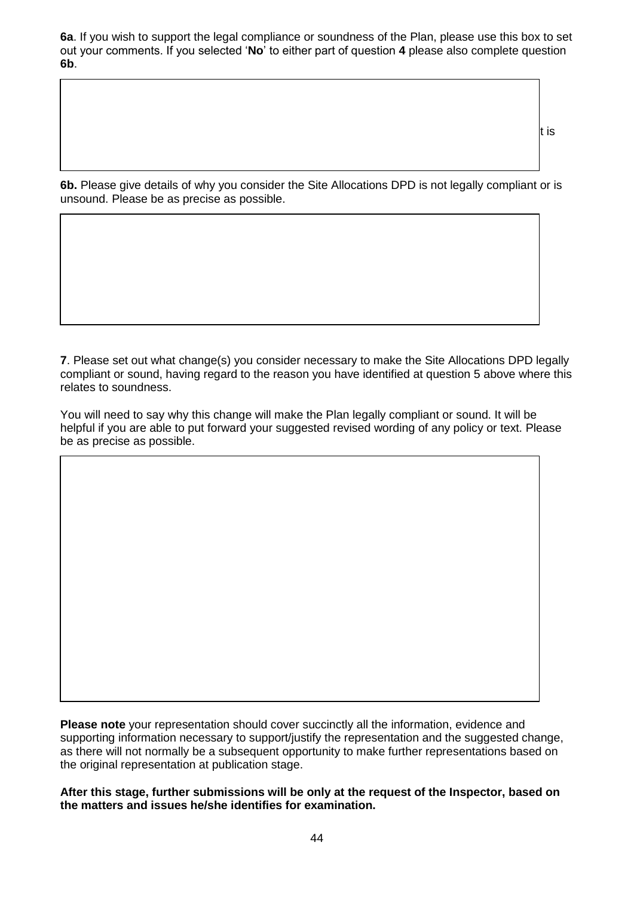**6a**. If you wish to support the legal compliance or soundness of the Plan, please use this box to set out your comments. If you selected '**No**' to either part of question **4** please also complete question **6b**.

| |
|---|
| t is |

**6b.** Please give details of why you consider the Site Allocations DPD is not legally compliant or is unsound. Please be as precise as possible.

| |
|---|
| |

**7**. Please set out what change(s) you consider necessary to make the Site Allocations DPD legally compliant or sound, having regard to the reason you have identified at question 5 above where this relates to soundness.

You will need to say why this change will make the Plan legally compliant or sound. It will be helpful if you are able to put forward your suggested revised wording of any policy or text. Please be as precise as possible.

| |
|---|
| |

**Please note** your representation should cover succinctly all the information, evidence and supporting information necessary to support/justify the representation and the suggested change, as there will not normally be a subsequent opportunity to make further representations based on the original representation at publication stage.

**After this stage, further submissions will be only at the request of the Inspector, based on the matters and issues he/she identifies for examination.**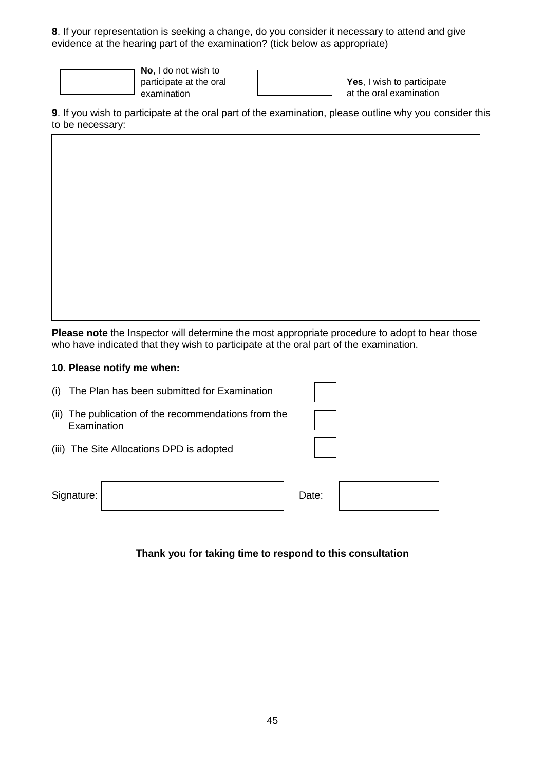**8**. If your representation is seeking a change, do you consider it necessary to attend and give evidence at the hearing part of the examination? (tick below as appropriate)

☐ **No**, I do not wish to participate at the oral examination

☐ **Yes**, I wish to participate at the oral examination

**9**. If you wish to participate at the oral part of the examination, please outline why you consider this to be necessary:

| |
|---|
| |

**Please note** the Inspector will determine the most appropriate procedure to adopt to hear those who have indicated that they wish to participate at the oral part of the examination.

**10. Please notify me when:**

(i) The Plan has been submitted for Examination ☐

(ii) The publication of the recommendations from the Examination ☐

(iii) The Site Allocations DPD is adopted ☐

Signature: &nbsp;&nbsp;&nbsp;&nbsp;&nbsp;&nbsp;&nbsp;&nbsp;&nbsp;&nbsp; Date:

**Thank you for taking time to respond to this consultation**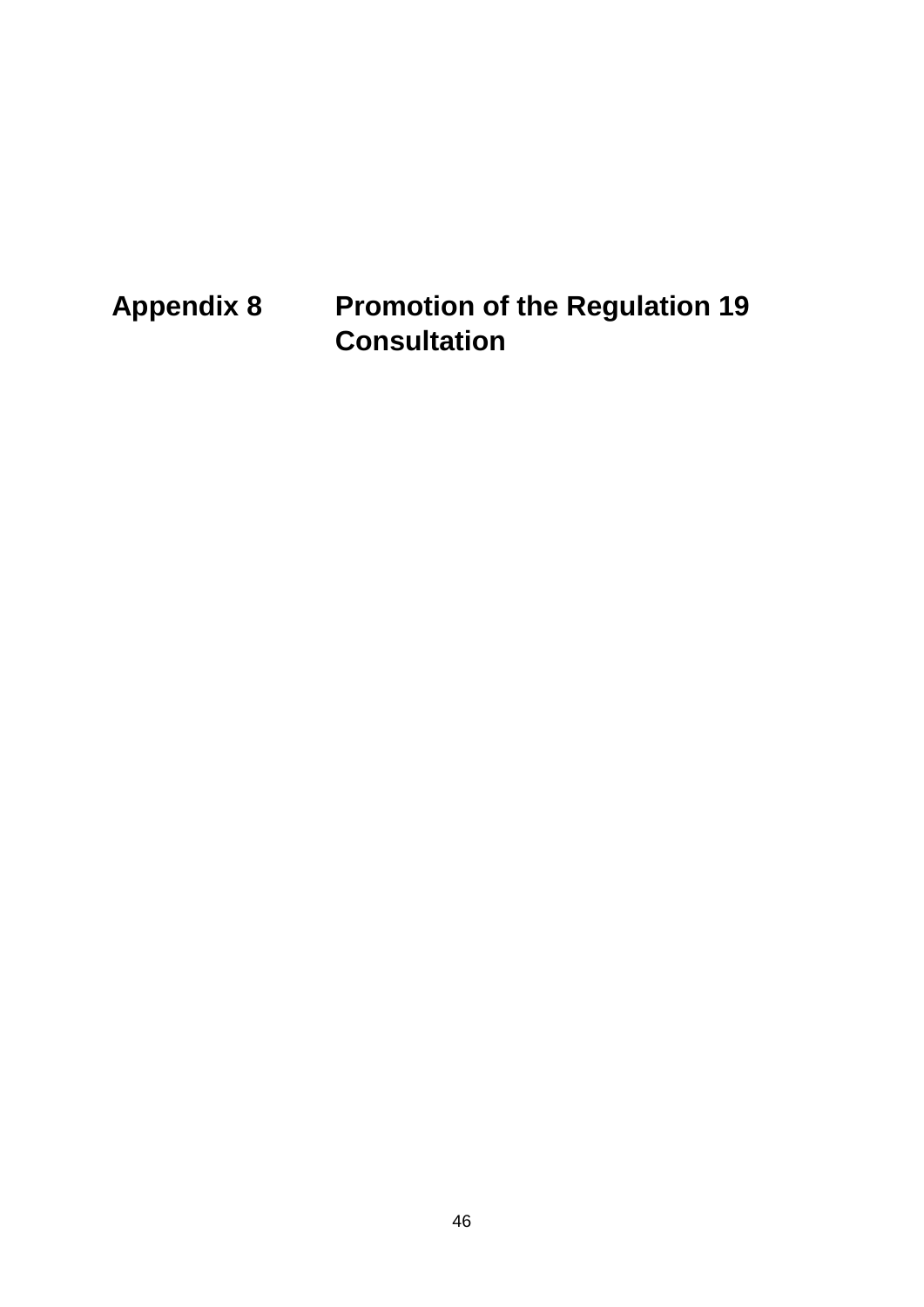# Appendix 8 Promotion of the Regulation 19 Consultation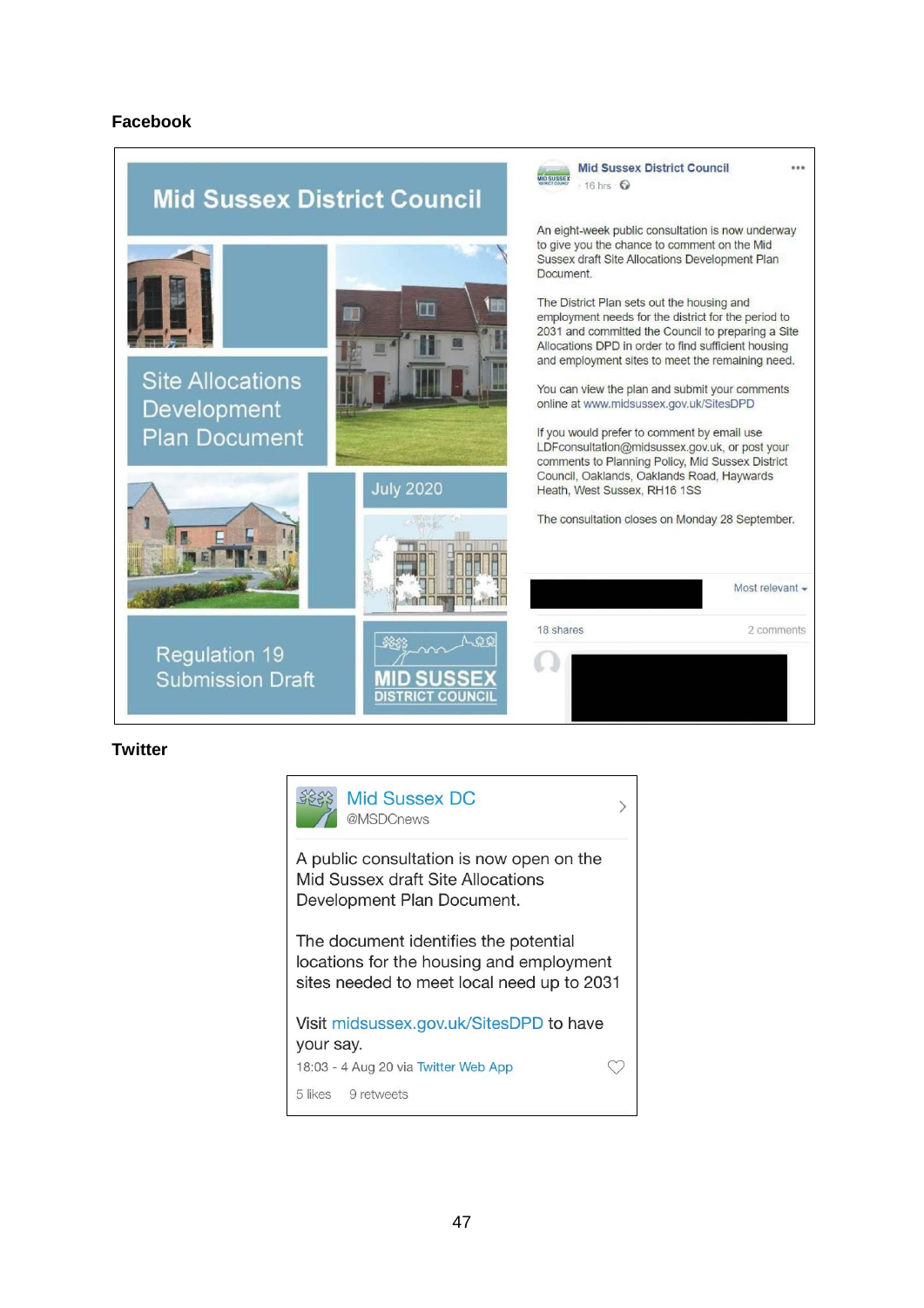**Facebook**

Mid Sussex District Council

Site Allocations Development Plan Document

July 2020

Regulation 19 Submission Draft

MID SUSSEX DISTRICT COUNCIL

Mid Sussex District Council
16 hrs

An eight-week public consultation is now underway to give you the chance to comment on the Mid Sussex draft Site Allocations Development Plan Document.

The District Plan sets out the housing and employment needs for the district for the period to 2031 and committed the Council to preparing a Site Allocations DPD in order to find sufficient housing and employment sites to meet the remaining need.

You can view the plan and submit your comments online at www.midsussex.gov.uk/SitesDPD

If you would prefer to comment by email use LDFconsultation@midsussex.gov.uk, or post your comments to Planning Policy, Mid Sussex District Council, Oaklands, Oaklands Road, Haywards Heath, West Sussex, RH16 1SS

The consultation closes on Monday 28 September.

Most relevant

18 shares 2 comments

**Twitter**

Mid Sussex DC
@MSDCnews

A public consultation is now open on the Mid Sussex draft Site Allocations Development Plan Document.

The document identifies the potential locations for the housing and employment sites needed to meet local need up to 2031

Visit midsussex.gov.uk/SitesDPD to have your say.

18:03 - 4 Aug 20 via Twitter Web App

5 likes 9 retweets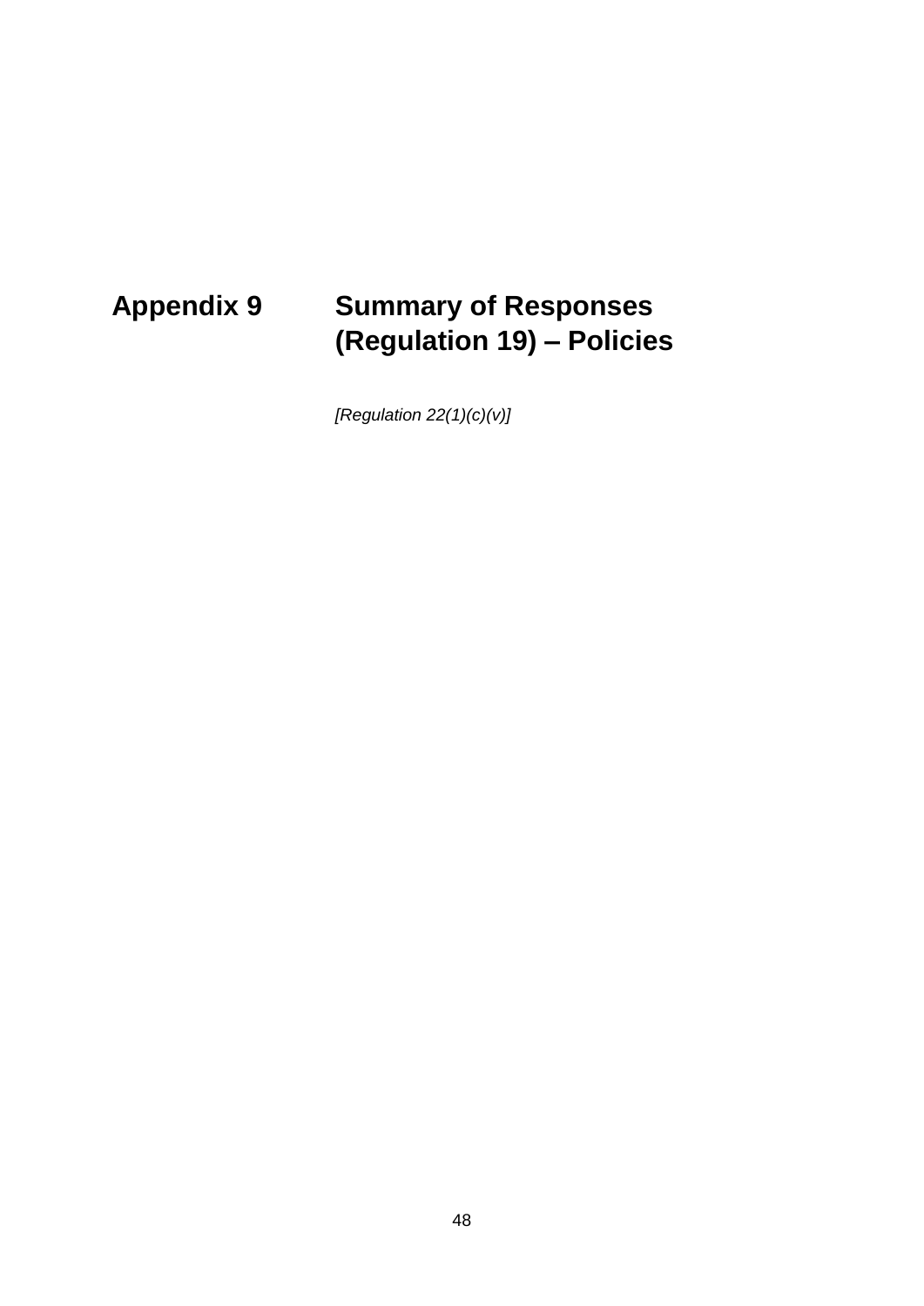# Appendix 9 Summary of Responses (Regulation 19) – Policies

*[Regulation 22(1)(c)(v)]*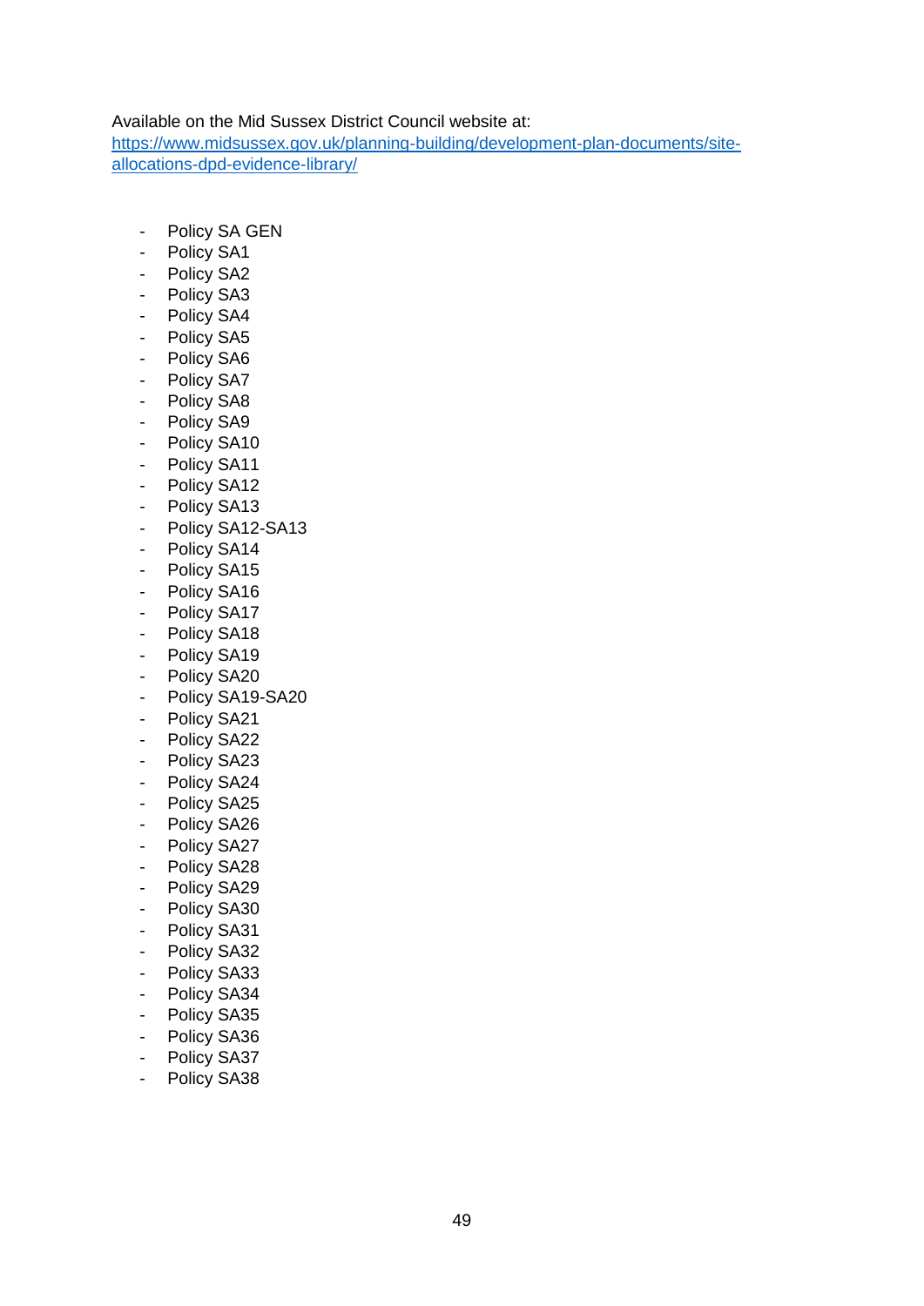Available on the Mid Sussex District Council website at:
[https://www.midsussex.gov.uk/planning-building/development-plan-documents/site-allocations-dpd-evidence-library/](https://www.midsussex.gov.uk/planning-building/development-plan-documents/site-allocations-dpd-evidence-library/)

- Policy SA GEN
- Policy SA1
- Policy SA2
- Policy SA3
- Policy SA4
- Policy SA5
- Policy SA6
- Policy SA7
- Policy SA8
- Policy SA9
- Policy SA10
- Policy SA11
- Policy SA12
- Policy SA13
- Policy SA12-SA13
- Policy SA14
- Policy SA15
- Policy SA16
- Policy SA17
- Policy SA18
- Policy SA19
- Policy SA20
- Policy SA19-SA20
- Policy SA21
- Policy SA22
- Policy SA23
- Policy SA24
- Policy SA25
- Policy SA26
- Policy SA27
- Policy SA28
- Policy SA29
- Policy SA30
- Policy SA31
- Policy SA32
- Policy SA33
- Policy SA34
- Policy SA35
- Policy SA36
- Policy SA37
- Policy SA38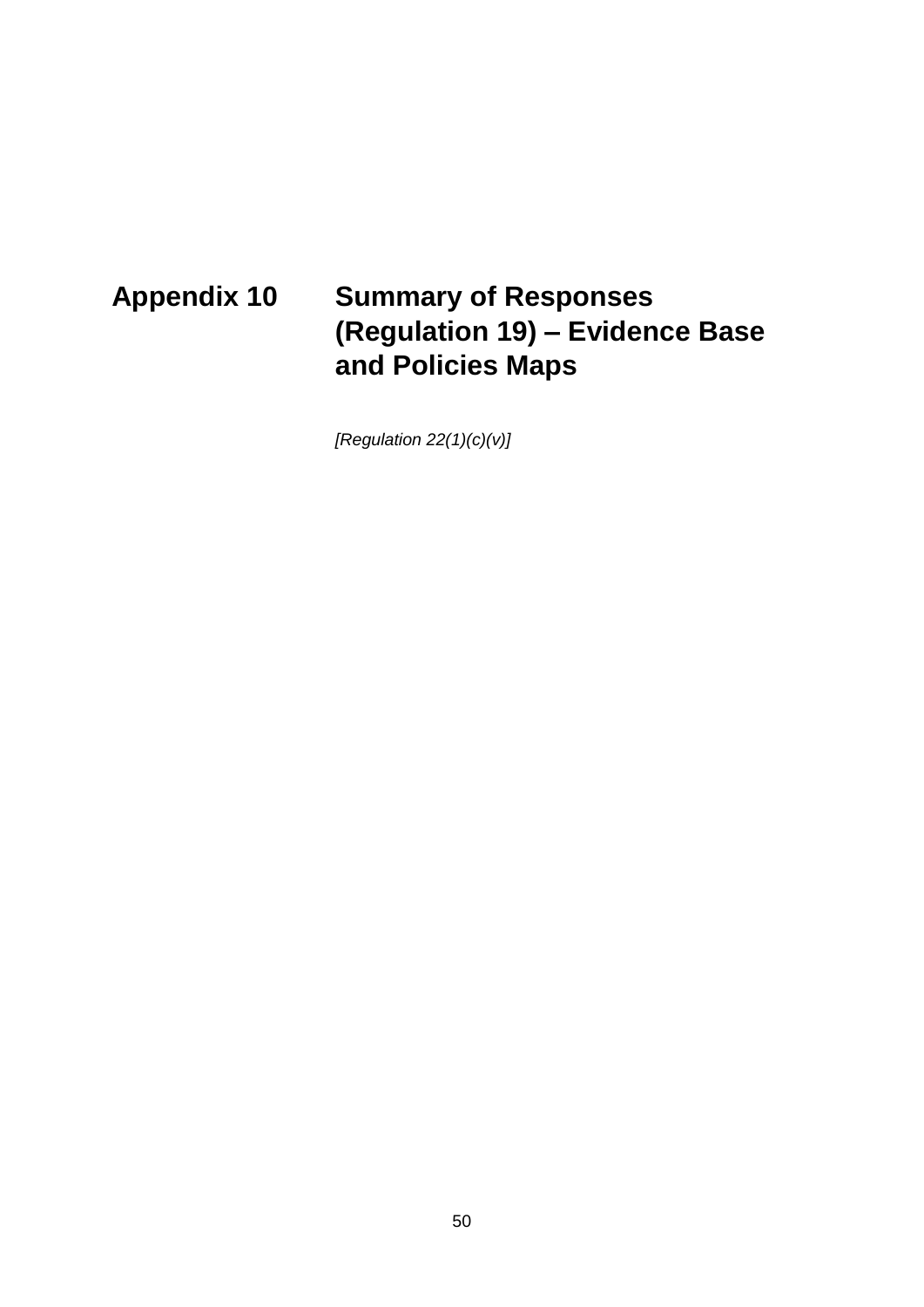# Appendix 10 Summary of Responses (Regulation 19) – Evidence Base and Policies Maps

*[Regulation 22(1)(c)(v)]*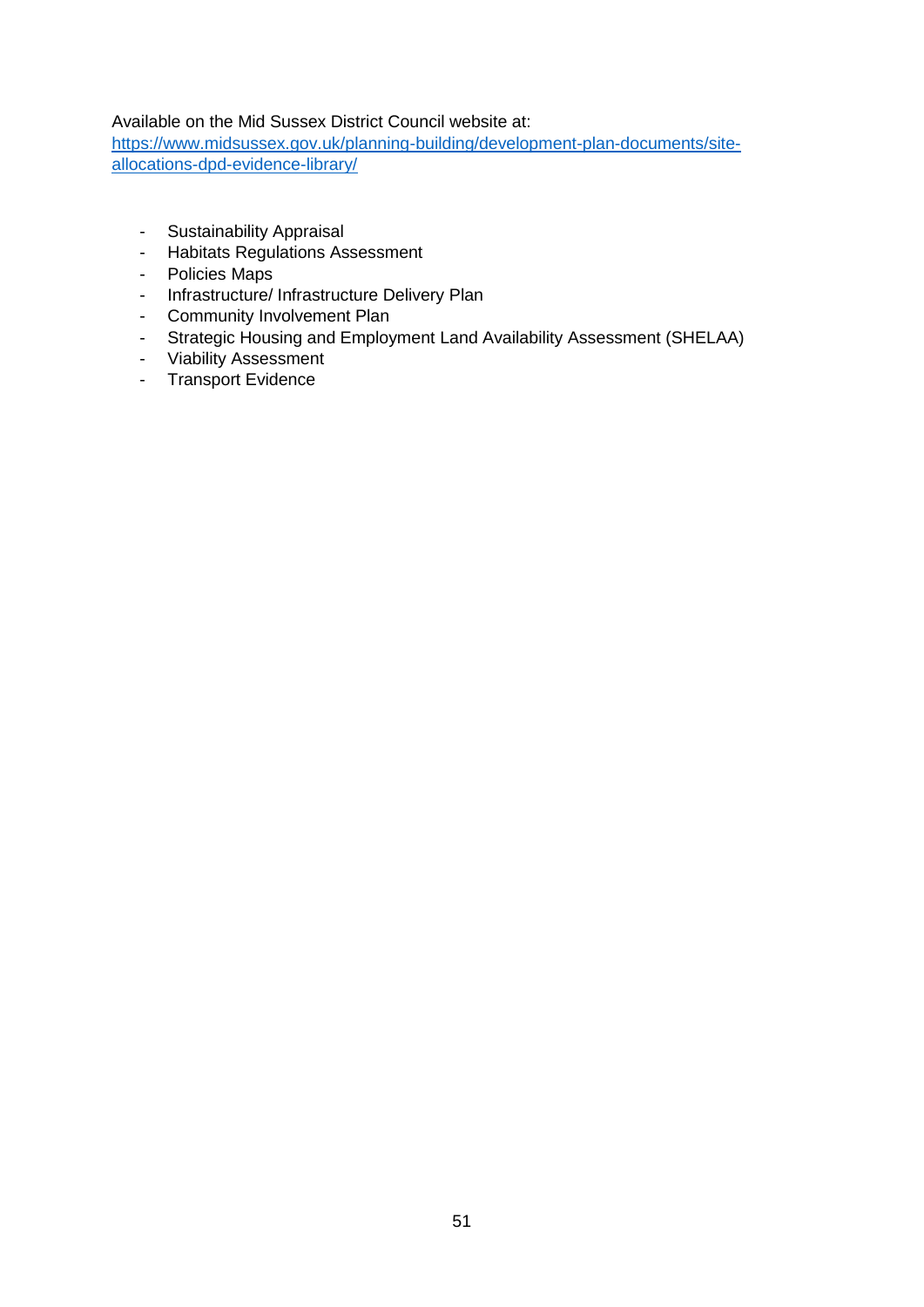Available on the Mid Sussex District Council website at:
https://www.midsussex.gov.uk/planning-building/development-plan-documents/site-allocations-dpd-evidence-library/

- Sustainability Appraisal
- Habitats Regulations Assessment
- Policies Maps
- Infrastructure/ Infrastructure Delivery Plan
- Community Involvement Plan
- Strategic Housing and Employment Land Availability Assessment (SHELAA)
- Viability Assessment
- Transport Evidence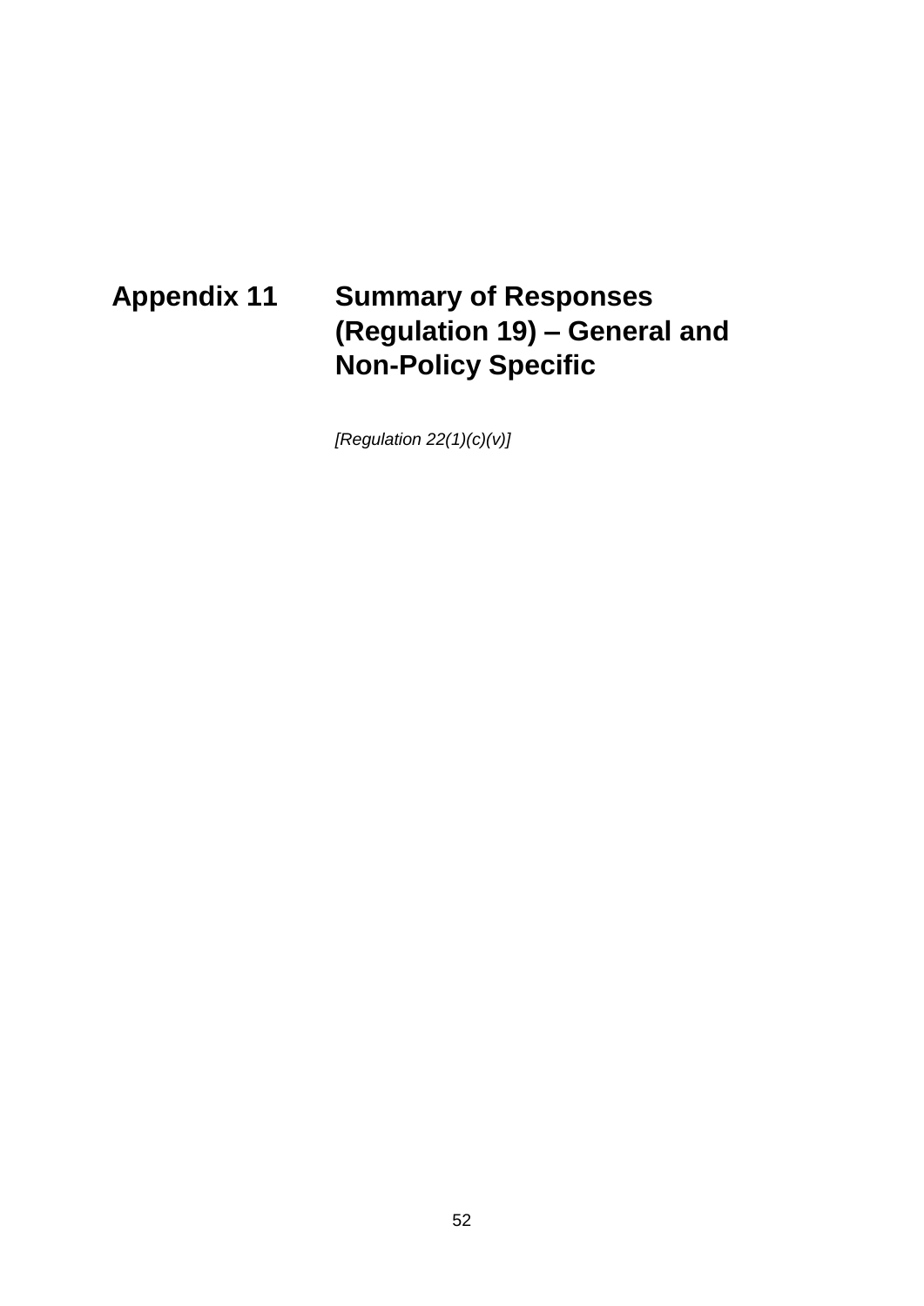# Appendix 11 Summary of Responses (Regulation 19) – General and Non-Policy Specific

*[Regulation 22(1)(c)(v)]*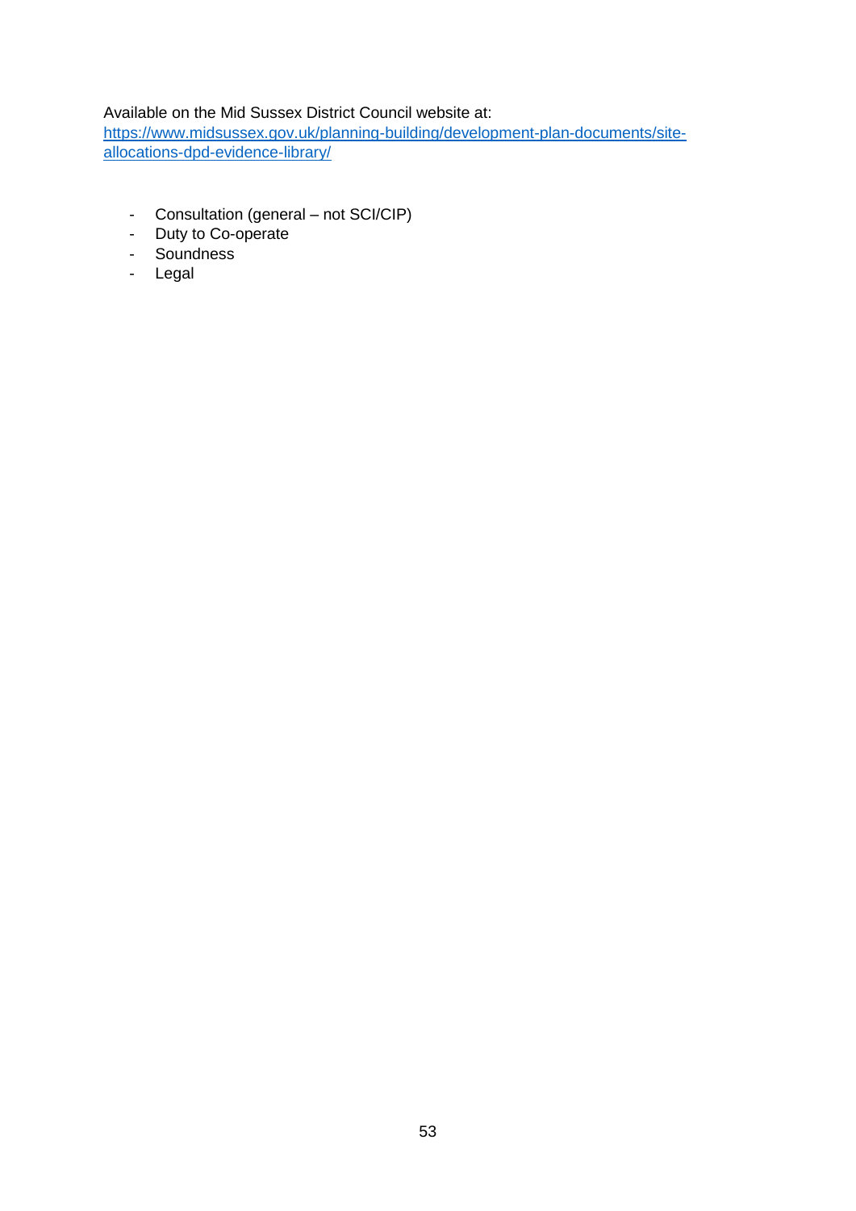Available on the Mid Sussex District Council website at:
[https://www.midsussex.gov.uk/planning-building/development-plan-documents/site-allocations-dpd-evidence-library/](https://www.midsussex.gov.uk/planning-building/development-plan-documents/site-allocations-dpd-evidence-library/)

- Consultation (general – not SCI/CIP)
- Duty to Co-operate
- Soundness
- Legal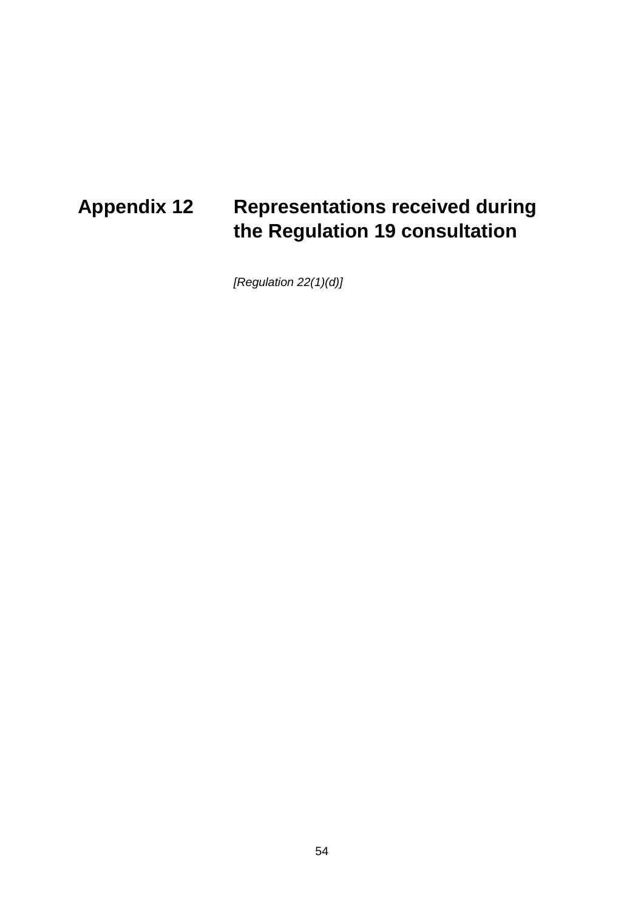# Appendix 12 Representations received during the Regulation 19 consultation

*[Regulation 22(1)(d)]*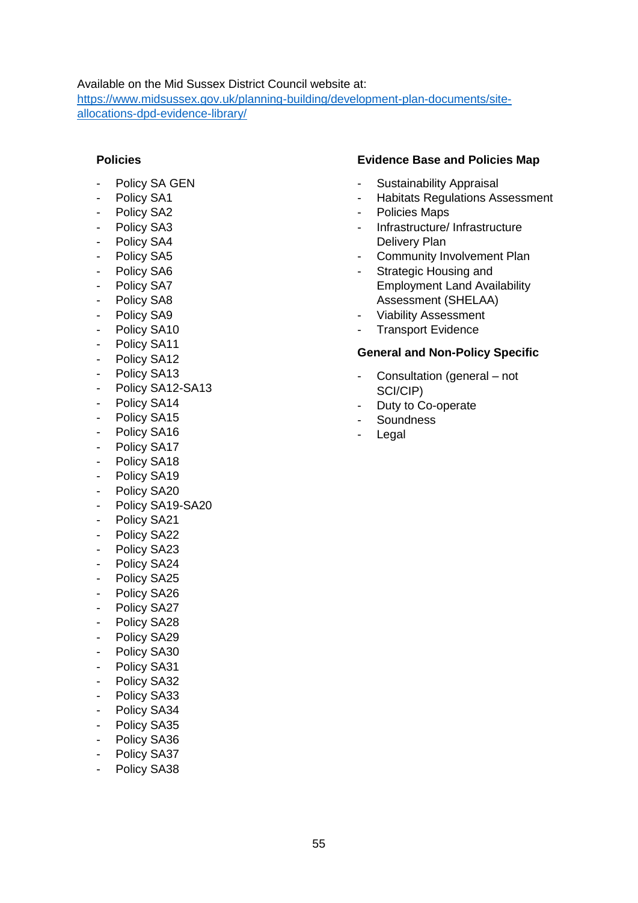Available on the Mid Sussex District Council website at:
[https://www.midsussex.gov.uk/planning-building/development-plan-documents/site-allocations-dpd-evidence-library/](https://www.midsussex.gov.uk/planning-building/development-plan-documents/site-allocations-dpd-evidence-library/)

#### Policies

- Policy SA GEN
- Policy SA1
- Policy SA2
- Policy SA3
- Policy SA4
- Policy SA5
- Policy SA6
- Policy SA7
- Policy SA8
- Policy SA9
- Policy SA10
- Policy SA11
- Policy SA12
- Policy SA13
- Policy SA12-SA13
- Policy SA14
- Policy SA15
- Policy SA16
- Policy SA17
- Policy SA18
- Policy SA19
- Policy SA20
- Policy SA19-SA20
- Policy SA21
- Policy SA22
- Policy SA23
- Policy SA24
- Policy SA25
- Policy SA26
- Policy SA27
- Policy SA28
- Policy SA29
- Policy SA30
- Policy SA31
- Policy SA32
- Policy SA33
- Policy SA34
- Policy SA35
- Policy SA36
- Policy SA37
- Policy SA38

#### Evidence Base and Policies Map

- Sustainability Appraisal
- Habitats Regulations Assessment
- Policies Maps
- Infrastructure/ Infrastructure Delivery Plan
- Community Involvement Plan
- Strategic Housing and Employment Land Availability Assessment (SHELAA)
- Viability Assessment
- Transport Evidence

#### General and Non-Policy Specific

- Consultation (general – not SCI/CIP)
- Duty to Co-operate
- Soundness
- Legal